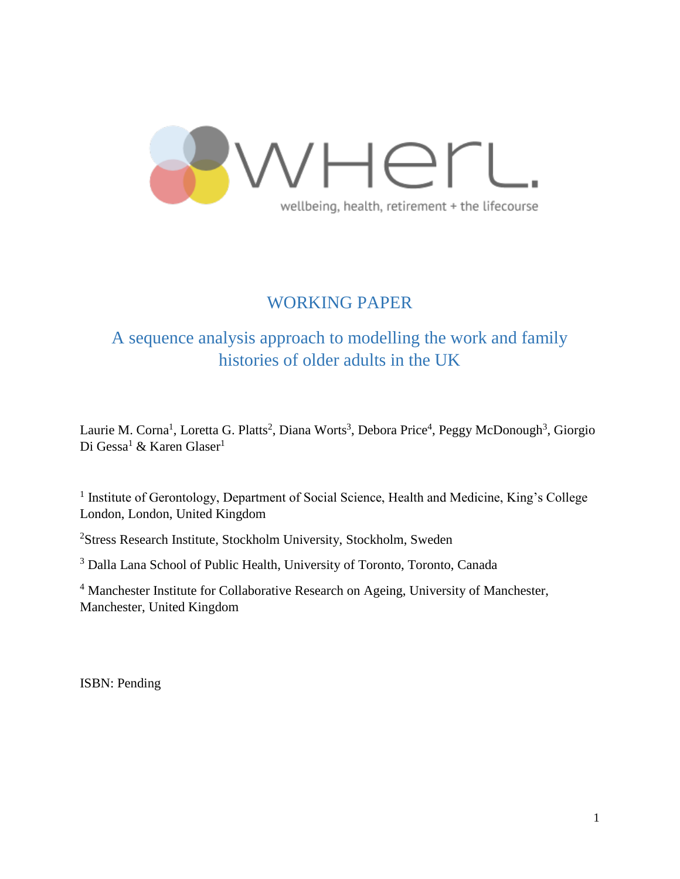WHERL.

wellbeing, health, retirement + the lifecourse

# WORKING PAPER

## A sequence analysis approach to modelling the work and family histories of older adults in the UK

Laurie M. Corna[1], Loretta G. Platts[2], Diana Worts[3], Debora Price[4], Peggy McDonough[3], Giorgio Di Gessa[1] & Karen Glaser[1]

[1] Institute of Gerontology, Department of Social Science, Health and Medicine, King's College London, London, United Kingdom

[2] Stress Research Institute, Stockholm University, Stockholm, Sweden

[3] Dalla Lana School of Public Health, University of Toronto, Toronto, Canada

[4] Manchester Institute for Collaborative Research on Ageing, University of Manchester, Manchester, United Kingdom

ISBN: Pending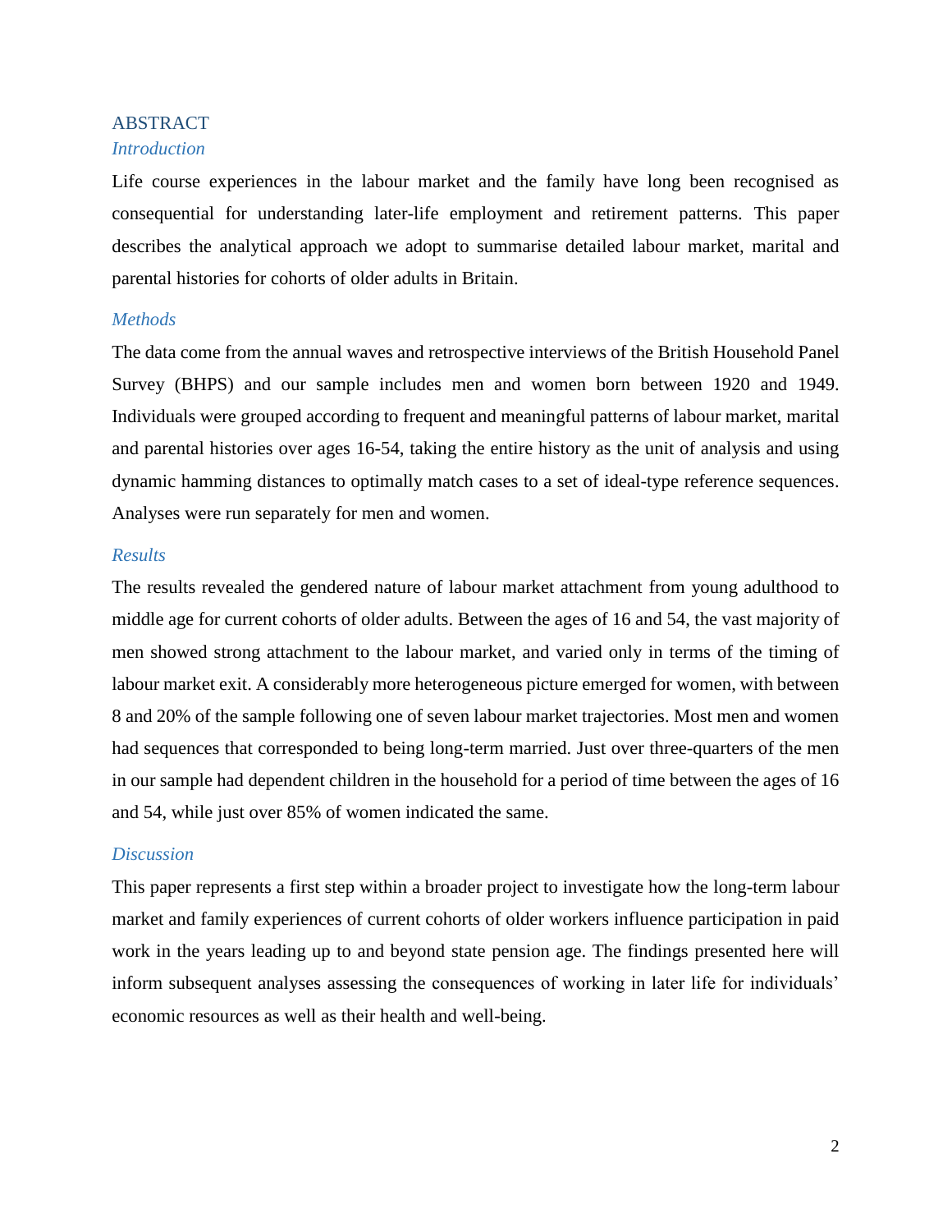# ABSTRACT

## *Introduction*

Life course experiences in the labour market and the family have long been recognised as consequential for understanding later-life employment and retirement patterns. This paper describes the analytical approach we adopt to summarise detailed labour market, marital and parental histories for cohorts of older adults in Britain.

## *Methods*

The data come from the annual waves and retrospective interviews of the British Household Panel Survey (BHPS) and our sample includes men and women born between 1920 and 1949. Individuals were grouped according to frequent and meaningful patterns of labour market, marital and parental histories over ages 16-54, taking the entire history as the unit of analysis and using dynamic hamming distances to optimally match cases to a set of ideal-type reference sequences. Analyses were run separately for men and women.

## *Results*

The results revealed the gendered nature of labour market attachment from young adulthood to middle age for current cohorts of older adults. Between the ages of 16 and 54, the vast majority of men showed strong attachment to the labour market, and varied only in terms of the timing of labour market exit. A considerably more heterogeneous picture emerged for women, with between 8 and 20% of the sample following one of seven labour market trajectories. Most men and women had sequences that corresponded to being long-term married. Just over three-quarters of the men in our sample had dependent children in the household for a period of time between the ages of 16 and 54, while just over 85% of women indicated the same.

## *Discussion*

This paper represents a first step within a broader project to investigate how the long-term labour market and family experiences of current cohorts of older workers influence participation in paid work in the years leading up to and beyond state pension age. The findings presented here will inform subsequent analyses assessing the consequences of working in later life for individuals' economic resources as well as their health and well-being.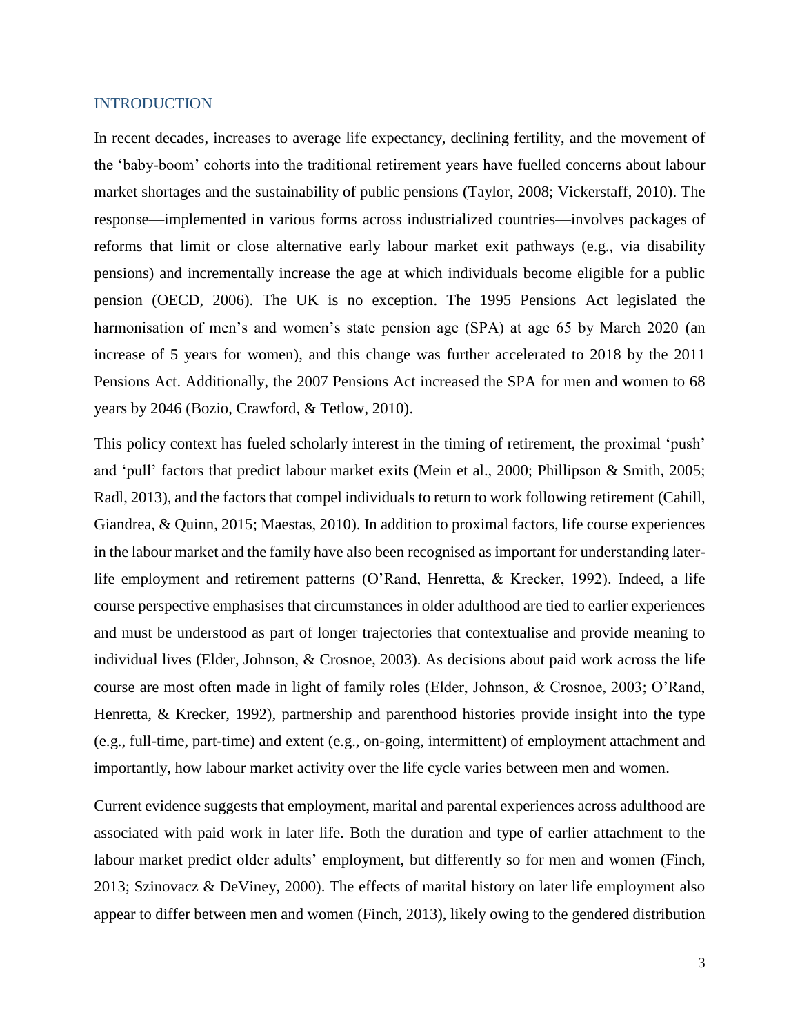## INTRODUCTION

In recent decades, increases to average life expectancy, declining fertility, and the movement of the 'baby-boom' cohorts into the traditional retirement years have fuelled concerns about labour market shortages and the sustainability of public pensions (Taylor, 2008; Vickerstaff, 2010). The response—implemented in various forms across industrialized countries—involves packages of reforms that limit or close alternative early labour market exit pathways (e.g., via disability pensions) and incrementally increase the age at which individuals become eligible for a public pension (OECD, 2006). The UK is no exception. The 1995 Pensions Act legislated the harmonisation of men's and women's state pension age (SPA) at age 65 by March 2020 (an increase of 5 years for women), and this change was further accelerated to 2018 by the 2011 Pensions Act. Additionally, the 2007 Pensions Act increased the SPA for men and women to 68 years by 2046 (Bozio, Crawford, & Tetlow, 2010).

This policy context has fueled scholarly interest in the timing of retirement, the proximal 'push' and 'pull' factors that predict labour market exits (Mein et al., 2000; Phillipson & Smith, 2005; Radl, 2013), and the factors that compel individuals to return to work following retirement (Cahill, Giandrea, & Quinn, 2015; Maestas, 2010). In addition to proximal factors, life course experiences in the labour market and the family have also been recognised as important for understanding later-life employment and retirement patterns (O'Rand, Henretta, & Krecker, 1992). Indeed, a life course perspective emphasises that circumstances in older adulthood are tied to earlier experiences and must be understood as part of longer trajectories that contextualise and provide meaning to individual lives (Elder, Johnson, & Crosnoe, 2003). As decisions about paid work across the life course are most often made in light of family roles (Elder, Johnson, & Crosnoe, 2003; O'Rand, Henretta, & Krecker, 1992), partnership and parenthood histories provide insight into the type (e.g., full-time, part-time) and extent (e.g., on-going, intermittent) of employment attachment and importantly, how labour market activity over the life cycle varies between men and women.

Current evidence suggests that employment, marital and parental experiences across adulthood are associated with paid work in later life. Both the duration and type of earlier attachment to the labour market predict older adults' employment, but differently so for men and women (Finch, 2013; Szinovacz & DeViney, 2000). The effects of marital history on later life employment also appear to differ between men and women (Finch, 2013), likely owing to the gendered distribution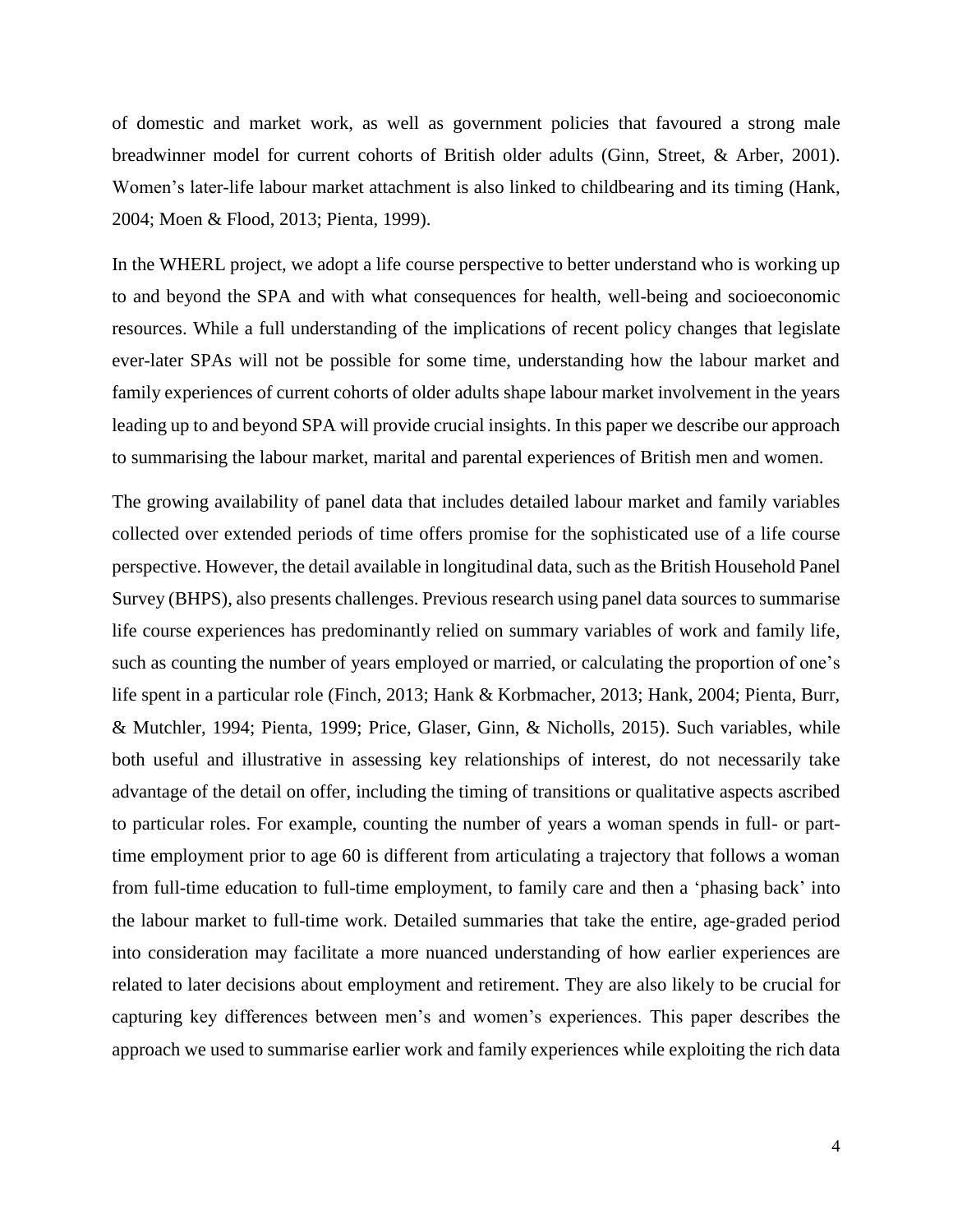of domestic and market work, as well as government policies that favoured a strong male breadwinner model for current cohorts of British older adults (Ginn, Street, & Arber, 2001). Women's later-life labour market attachment is also linked to childbearing and its timing (Hank, 2004; Moen & Flood, 2013; Pienta, 1999).

In the WHERL project, we adopt a life course perspective to better understand who is working up to and beyond the SPA and with what consequences for health, well-being and socioeconomic resources. While a full understanding of the implications of recent policy changes that legislate ever-later SPAs will not be possible for some time, understanding how the labour market and family experiences of current cohorts of older adults shape labour market involvement in the years leading up to and beyond SPA will provide crucial insights. In this paper we describe our approach to summarising the labour market, marital and parental experiences of British men and women.

The growing availability of panel data that includes detailed labour market and family variables collected over extended periods of time offers promise for the sophisticated use of a life course perspective. However, the detail available in longitudinal data, such as the British Household Panel Survey (BHPS), also presents challenges. Previous research using panel data sources to summarise life course experiences has predominantly relied on summary variables of work and family life, such as counting the number of years employed or married, or calculating the proportion of one's life spent in a particular role (Finch, 2013; Hank & Korbmacher, 2013; Hank, 2004; Pienta, Burr, & Mutchler, 1994; Pienta, 1999; Price, Glaser, Ginn, & Nicholls, 2015). Such variables, while both useful and illustrative in assessing key relationships of interest, do not necessarily take advantage of the detail on offer, including the timing of transitions or qualitative aspects ascribed to particular roles. For example, counting the number of years a woman spends in full- or part-time employment prior to age 60 is different from articulating a trajectory that follows a woman from full-time education to full-time employment, to family care and then a 'phasing back' into the labour market to full-time work. Detailed summaries that take the entire, age-graded period into consideration may facilitate a more nuanced understanding of how earlier experiences are related to later decisions about employment and retirement. They are also likely to be crucial for capturing key differences between men's and women's experiences. This paper describes the approach we used to summarise earlier work and family experiences while exploiting the rich data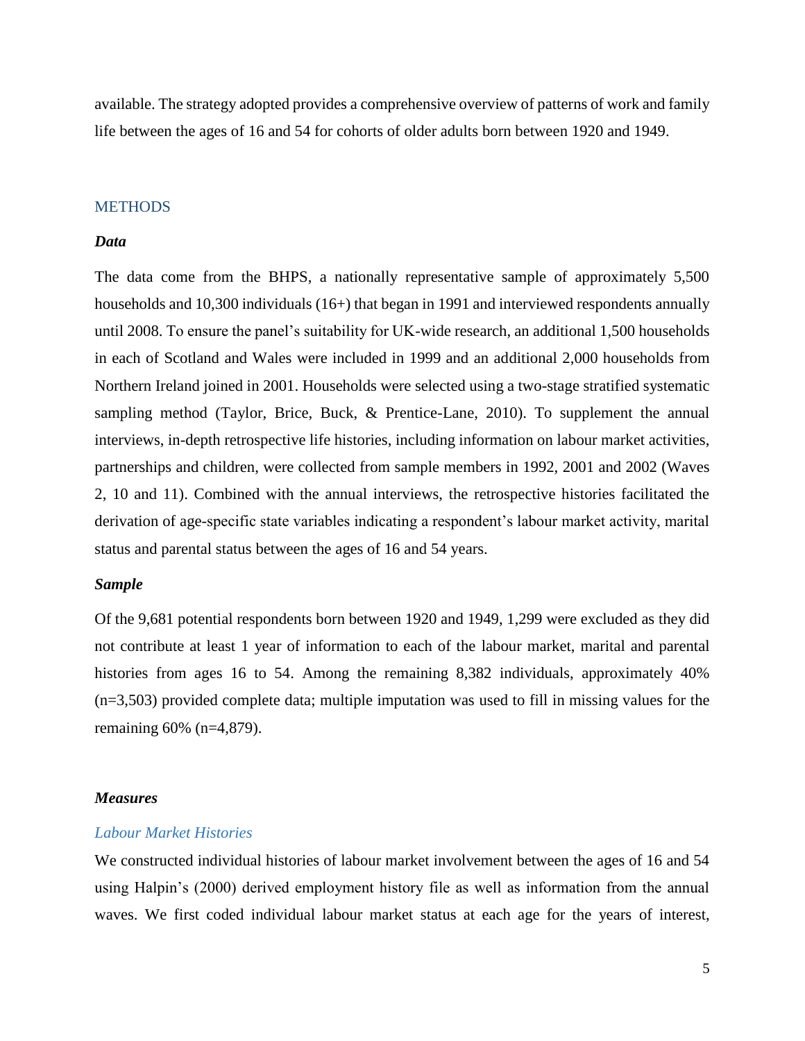available. The strategy adopted provides a comprehensive overview of patterns of work and family life between the ages of 16 and 54 for cohorts of older adults born between 1920 and 1949.

## METHODS

### *Data*

The data come from the BHPS, a nationally representative sample of approximately 5,500 households and 10,300 individuals (16+) that began in 1991 and interviewed respondents annually until 2008. To ensure the panel's suitability for UK-wide research, an additional 1,500 households in each of Scotland and Wales were included in 1999 and an additional 2,000 households from Northern Ireland joined in 2001. Households were selected using a two-stage stratified systematic sampling method (Taylor, Brice, Buck, & Prentice-Lane, 2010). To supplement the annual interviews, in-depth retrospective life histories, including information on labour market activities, partnerships and children, were collected from sample members in 1992, 2001 and 2002 (Waves 2, 10 and 11). Combined with the annual interviews, the retrospective histories facilitated the derivation of age-specific state variables indicating a respondent's labour market activity, marital status and parental status between the ages of 16 and 54 years.

### *Sample*

Of the 9,681 potential respondents born between 1920 and 1949, 1,299 were excluded as they did not contribute at least 1 year of information to each of the labour market, marital and parental histories from ages 16 to 54. Among the remaining 8,382 individuals, approximately 40% (n=3,503) provided complete data; multiple imputation was used to fill in missing values for the remaining 60% (n=4,879).

### *Measures*

#### *Labour Market Histories*

We constructed individual histories of labour market involvement between the ages of 16 and 54 using Halpin's (2000) derived employment history file as well as information from the annual waves. We first coded individual labour market status at each age for the years of interest,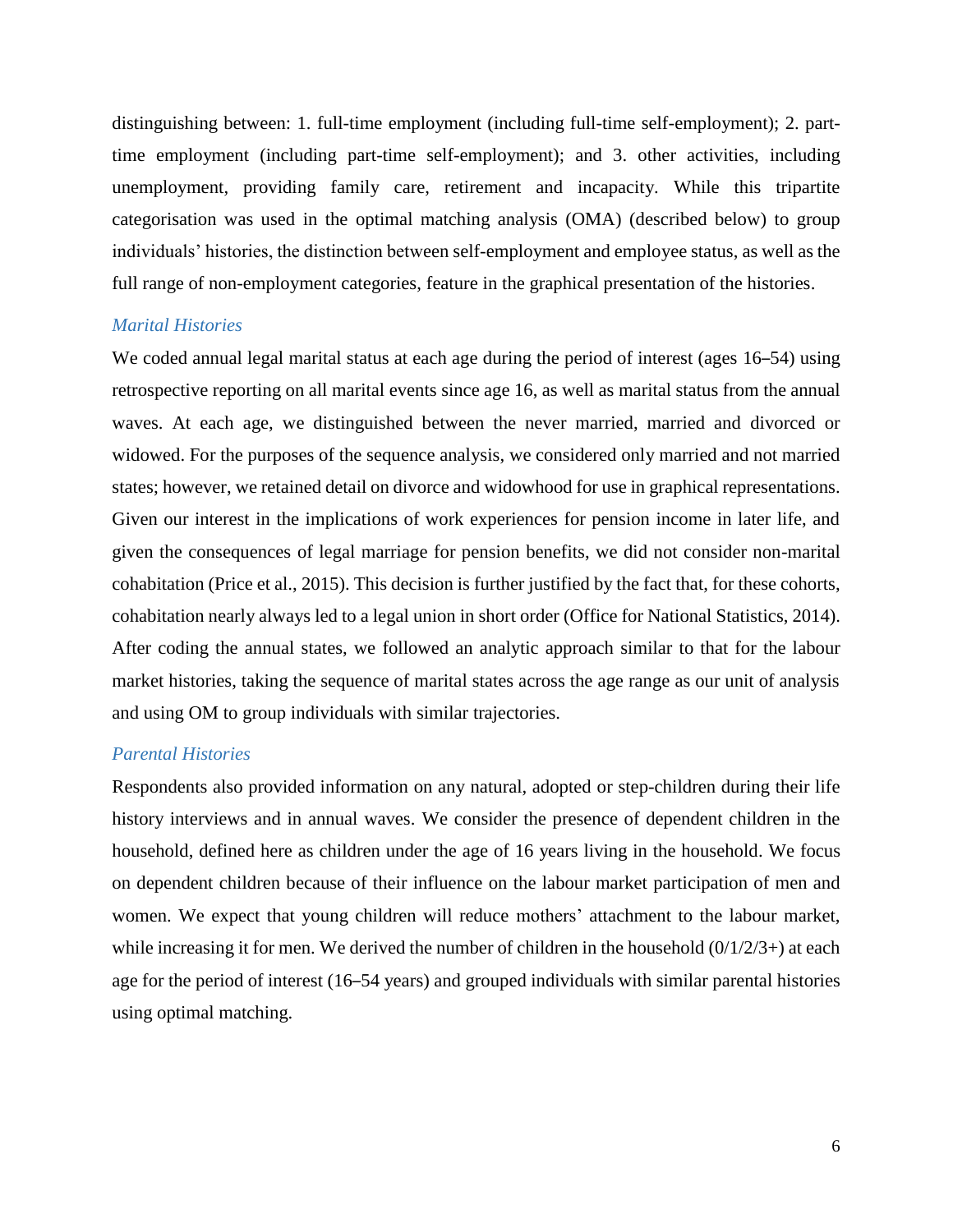distinguishing between: 1. full-time employment (including full-time self-employment); 2. part-time employment (including part-time self-employment); and 3. other activities, including unemployment, providing family care, retirement and incapacity. While this tripartite categorisation was used in the optimal matching analysis (OMA) (described below) to group individuals' histories, the distinction between self-employment and employee status, as well as the full range of non-employment categories, feature in the graphical presentation of the histories.

### *Marital Histories*

We coded annual legal marital status at each age during the period of interest (ages 16–54) using retrospective reporting on all marital events since age 16, as well as marital status from the annual waves. At each age, we distinguished between the never married, married and divorced or widowed. For the purposes of the sequence analysis, we considered only married and not married states; however, we retained detail on divorce and widowhood for use in graphical representations. Given our interest in the implications of work experiences for pension income in later life, and given the consequences of legal marriage for pension benefits, we did not consider non-marital cohabitation (Price et al., 2015). This decision is further justified by the fact that, for these cohorts, cohabitation nearly always led to a legal union in short order (Office for National Statistics, 2014). After coding the annual states, we followed an analytic approach similar to that for the labour market histories, taking the sequence of marital states across the age range as our unit of analysis and using OM to group individuals with similar trajectories.

### *Parental Histories*

Respondents also provided information on any natural, adopted or step-children during their life history interviews and in annual waves. We consider the presence of dependent children in the household, defined here as children under the age of 16 years living in the household. We focus on dependent children because of their influence on the labour market participation of men and women. We expect that young children will reduce mothers' attachment to the labour market, while increasing it for men. We derived the number of children in the household (0/1/2/3+) at each age for the period of interest (16–54 years) and grouped individuals with similar parental histories using optimal matching.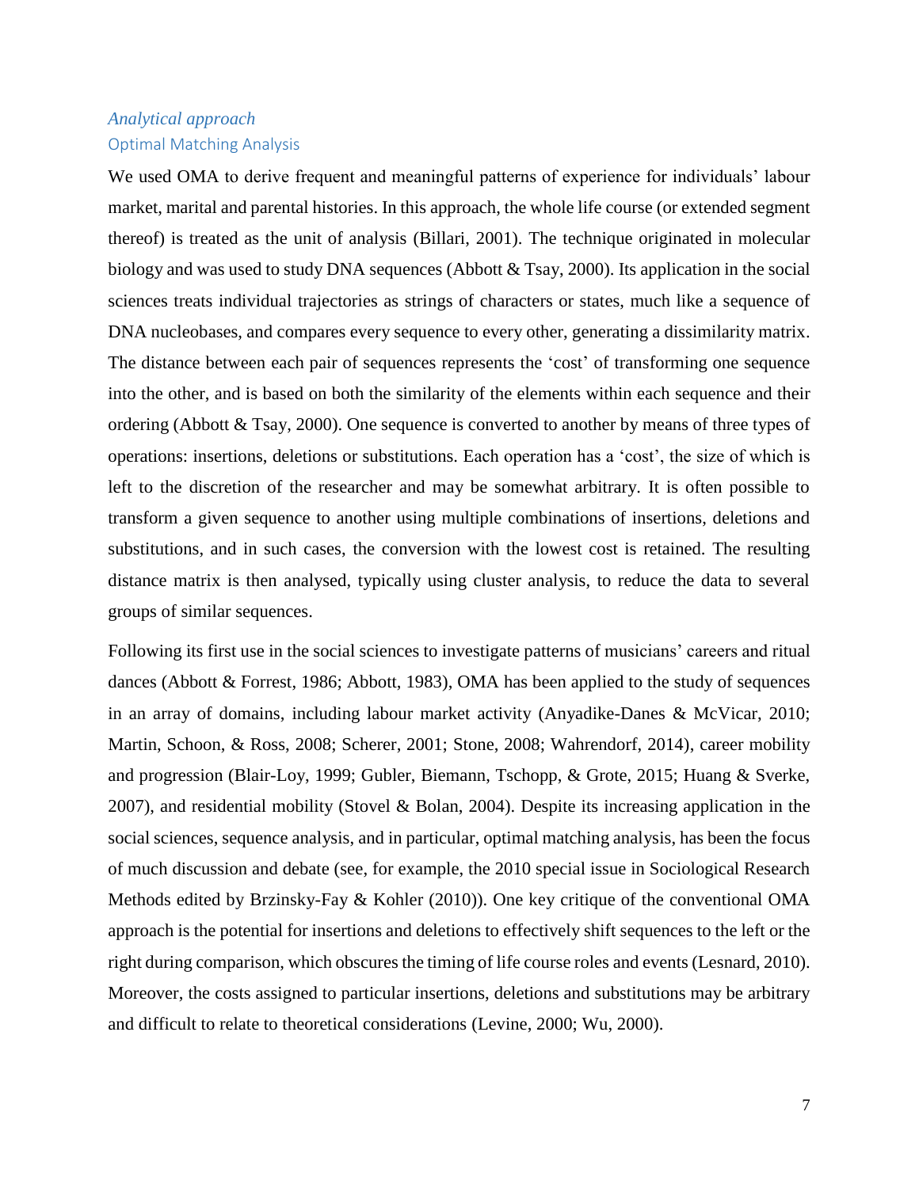### *Analytical approach*

#### Optimal Matching Analysis

We used OMA to derive frequent and meaningful patterns of experience for individuals' labour market, marital and parental histories. In this approach, the whole life course (or extended segment thereof) is treated as the unit of analysis (Billari, 2001). The technique originated in molecular biology and was used to study DNA sequences (Abbott & Tsay, 2000). Its application in the social sciences treats individual trajectories as strings of characters or states, much like a sequence of DNA nucleobases, and compares every sequence to every other, generating a dissimilarity matrix. The distance between each pair of sequences represents the 'cost' of transforming one sequence into the other, and is based on both the similarity of the elements within each sequence and their ordering (Abbott & Tsay, 2000). One sequence is converted to another by means of three types of operations: insertions, deletions or substitutions. Each operation has a 'cost', the size of which is left to the discretion of the researcher and may be somewhat arbitrary. It is often possible to transform a given sequence to another using multiple combinations of insertions, deletions and substitutions, and in such cases, the conversion with the lowest cost is retained. The resulting distance matrix is then analysed, typically using cluster analysis, to reduce the data to several groups of similar sequences.

Following its first use in the social sciences to investigate patterns of musicians' careers and ritual dances (Abbott & Forrest, 1986; Abbott, 1983), OMA has been applied to the study of sequences in an array of domains, including labour market activity (Anyadike-Danes & McVicar, 2010; Martin, Schoon, & Ross, 2008; Scherer, 2001; Stone, 2008; Wahrendorf, 2014), career mobility and progression (Blair-Loy, 1999; Gubler, Biemann, Tschopp, & Grote, 2015; Huang & Sverke, 2007), and residential mobility (Stovel & Bolan, 2004). Despite its increasing application in the social sciences, sequence analysis, and in particular, optimal matching analysis, has been the focus of much discussion and debate (see, for example, the 2010 special issue in Sociological Research Methods edited by Brzinsky-Fay & Kohler (2010)). One key critique of the conventional OMA approach is the potential for insertions and deletions to effectively shift sequences to the left or the right during comparison, which obscures the timing of life course roles and events (Lesnard, 2010). Moreover, the costs assigned to particular insertions, deletions and substitutions may be arbitrary and difficult to relate to theoretical considerations (Levine, 2000; Wu, 2000).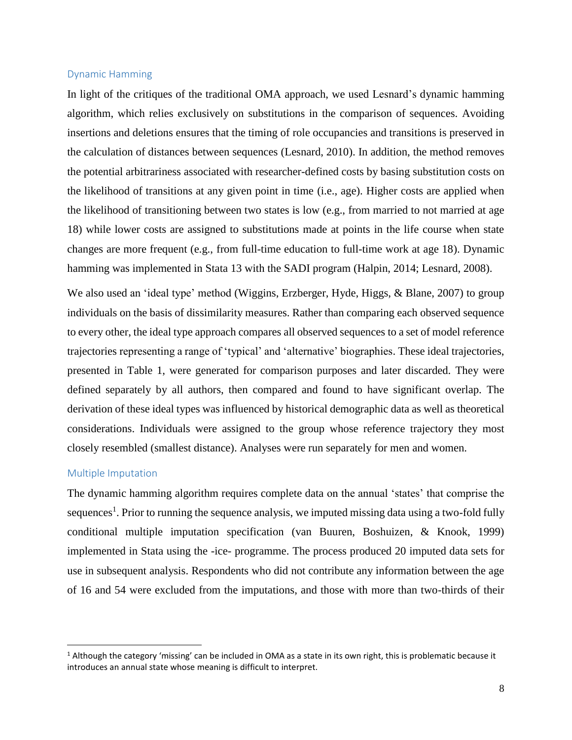### Dynamic Hamming

In light of the critiques of the traditional OMA approach, we used Lesnard's dynamic hamming algorithm, which relies exclusively on substitutions in the comparison of sequences. Avoiding insertions and deletions ensures that the timing of role occupancies and transitions is preserved in the calculation of distances between sequences (Lesnard, 2010). In addition, the method removes the potential arbitrariness associated with researcher-defined costs by basing substitution costs on the likelihood of transitions at any given point in time (i.e., age). Higher costs are applied when the likelihood of transitioning between two states is low (e.g., from married to not married at age 18) while lower costs are assigned to substitutions made at points in the life course when state changes are more frequent (e.g., from full-time education to full-time work at age 18). Dynamic hamming was implemented in Stata 13 with the SADI program (Halpin, 2014; Lesnard, 2008).

We also used an 'ideal type' method (Wiggins, Erzberger, Hyde, Higgs, & Blane, 2007) to group individuals on the basis of dissimilarity measures. Rather than comparing each observed sequence to every other, the ideal type approach compares all observed sequences to a set of model reference trajectories representing a range of 'typical' and 'alternative' biographies. These ideal trajectories, presented in Table 1, were generated for comparison purposes and later discarded. They were defined separately by all authors, then compared and found to have significant overlap. The derivation of these ideal types was influenced by historical demographic data as well as theoretical considerations. Individuals were assigned to the group whose reference trajectory they most closely resembled (smallest distance). Analyses were run separately for men and women.

### Multiple Imputation

The dynamic hamming algorithm requires complete data on the annual 'states' that comprise the sequences[1]. Prior to running the sequence analysis, we imputed missing data using a two-fold fully conditional multiple imputation specification (van Buuren, Boshuizen, & Knook, 1999) implemented in Stata using the -ice- programme. The process produced 20 imputed data sets for use in subsequent analysis. Respondents who did not contribute any information between the age of 16 and 54 were excluded from the imputations, and those with more than two-thirds of their

[1] Although the category 'missing' can be included in OMA as a state in its own right, this is problematic because it introduces an annual state whose meaning is difficult to interpret.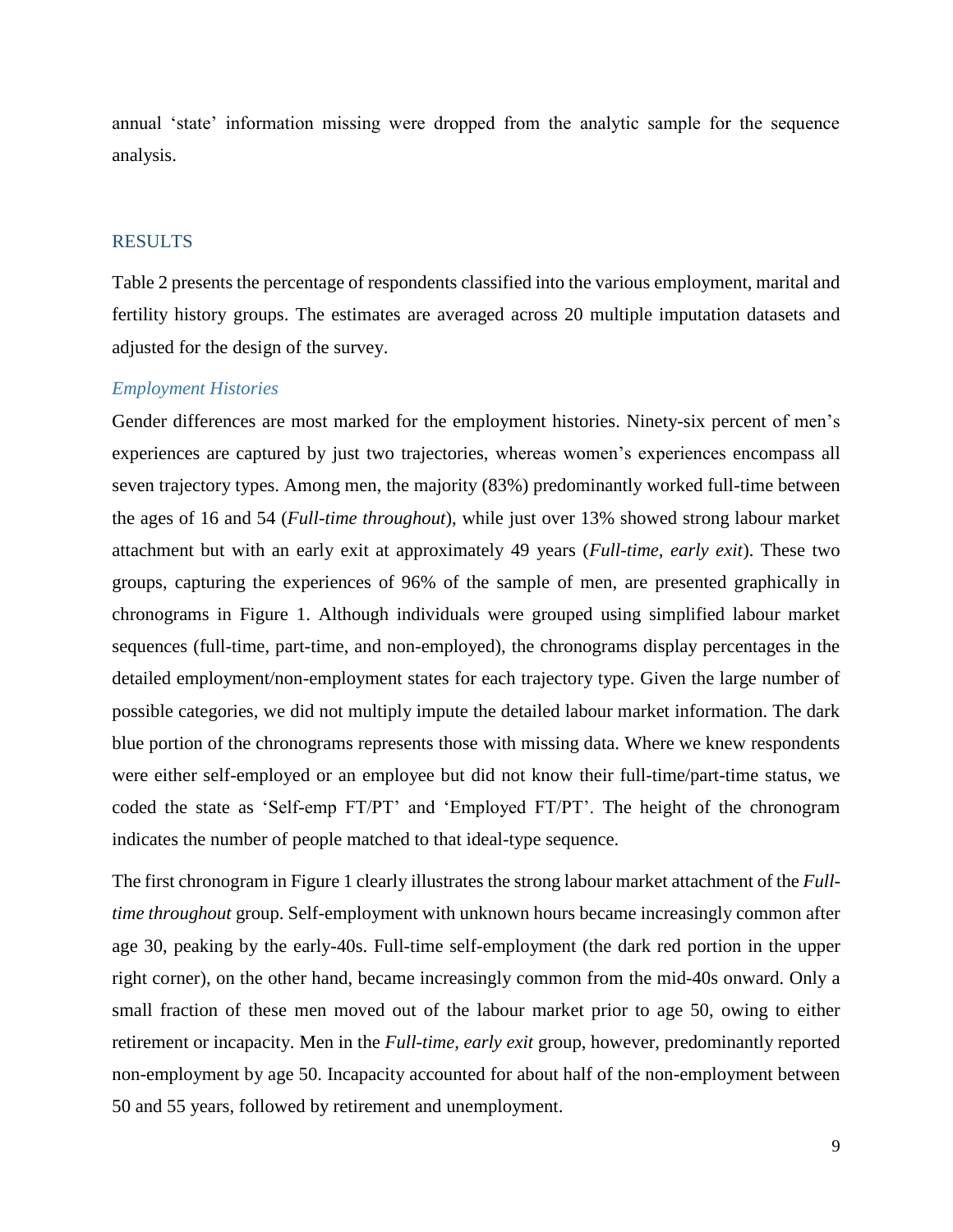annual 'state' information missing were dropped from the analytic sample for the sequence analysis.

## RESULTS

Table 2 presents the percentage of respondents classified into the various employment, marital and fertility history groups. The estimates are averaged across 20 multiple imputation datasets and adjusted for the design of the survey.

### *Employment Histories*

Gender differences are most marked for the employment histories. Ninety-six percent of men's experiences are captured by just two trajectories, whereas women's experiences encompass all seven trajectory types. Among men, the majority (83%) predominantly worked full-time between the ages of 16 and 54 (*Full-time throughout*), while just over 13% showed strong labour market attachment but with an early exit at approximately 49 years (*Full-time, early exit*). These two groups, capturing the experiences of 96% of the sample of men, are presented graphically in chronograms in Figure 1. Although individuals were grouped using simplified labour market sequences (full-time, part-time, and non-employed), the chronograms display percentages in the detailed employment/non-employment states for each trajectory type. Given the large number of possible categories, we did not multiply impute the detailed labour market information. The dark blue portion of the chronograms represents those with missing data. Where we knew respondents were either self-employed or an employee but did not know their full-time/part-time status, we coded the state as 'Self-emp FT/PT' and 'Employed FT/PT'. The height of the chronogram indicates the number of people matched to that ideal-type sequence.

The first chronogram in Figure 1 clearly illustrates the strong labour market attachment of the *Full-time throughout* group. Self-employment with unknown hours became increasingly common after age 30, peaking by the early-40s. Full-time self-employment (the dark red portion in the upper right corner), on the other hand, became increasingly common from the mid-40s onward. Only a small fraction of these men moved out of the labour market prior to age 50, owing to either retirement or incapacity. Men in the *Full-time, early exit* group, however, predominantly reported non-employment by age 50. Incapacity accounted for about half of the non-employment between 50 and 55 years, followed by retirement and unemployment.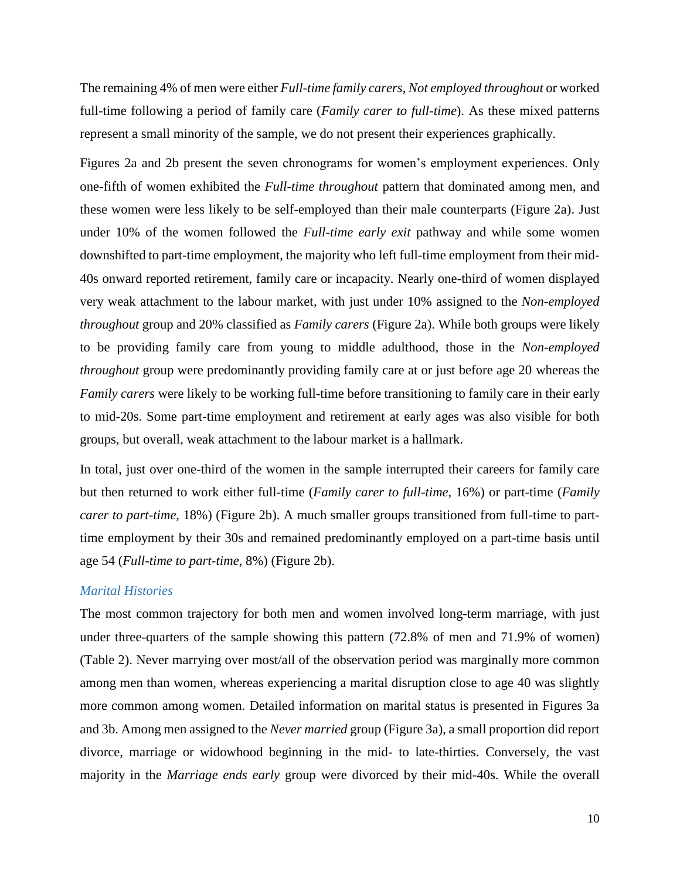The remaining 4% of men were either *Full-time family carers*, *Not employed throughout* or worked full-time following a period of family care (*Family carer to full-time*). As these mixed patterns represent a small minority of the sample, we do not present their experiences graphically.

Figures 2a and 2b present the seven chronograms for women's employment experiences. Only one-fifth of women exhibited the *Full-time throughout* pattern that dominated among men, and these women were less likely to be self-employed than their male counterparts (Figure 2a). Just under 10% of the women followed the *Full-time early exit* pathway and while some women downshifted to part-time employment, the majority who left full-time employment from their mid-40s onward reported retirement, family care or incapacity. Nearly one-third of women displayed very weak attachment to the labour market, with just under 10% assigned to the *Non-employed throughout* group and 20% classified as *Family carers* (Figure 2a). While both groups were likely to be providing family care from young to middle adulthood, those in the *Non-employed throughout* group were predominantly providing family care at or just before age 20 whereas the *Family carers* were likely to be working full-time before transitioning to family care in their early to mid-20s. Some part-time employment and retirement at early ages was also visible for both groups, but overall, weak attachment to the labour market is a hallmark.

In total, just over one-third of the women in the sample interrupted their careers for family care but then returned to work either full-time (*Family carer to full-time*, 16%) or part-time (*Family carer to part-time*, 18%) (Figure 2b). A much smaller groups transitioned from full-time to part-time employment by their 30s and remained predominantly employed on a part-time basis until age 54 (*Full-time to part-time*, 8%) (Figure 2b).

### *Marital Histories*

The most common trajectory for both men and women involved long-term marriage, with just under three-quarters of the sample showing this pattern (72.8% of men and 71.9% of women) (Table 2). Never marrying over most/all of the observation period was marginally more common among men than women, whereas experiencing a marital disruption close to age 40 was slightly more common among women. Detailed information on marital status is presented in Figures 3a and 3b. Among men assigned to the *Never married* group (Figure 3a), a small proportion did report divorce, marriage or widowhood beginning in the mid- to late-thirties. Conversely, the vast majority in the *Marriage ends early* group were divorced by their mid-40s. While the overall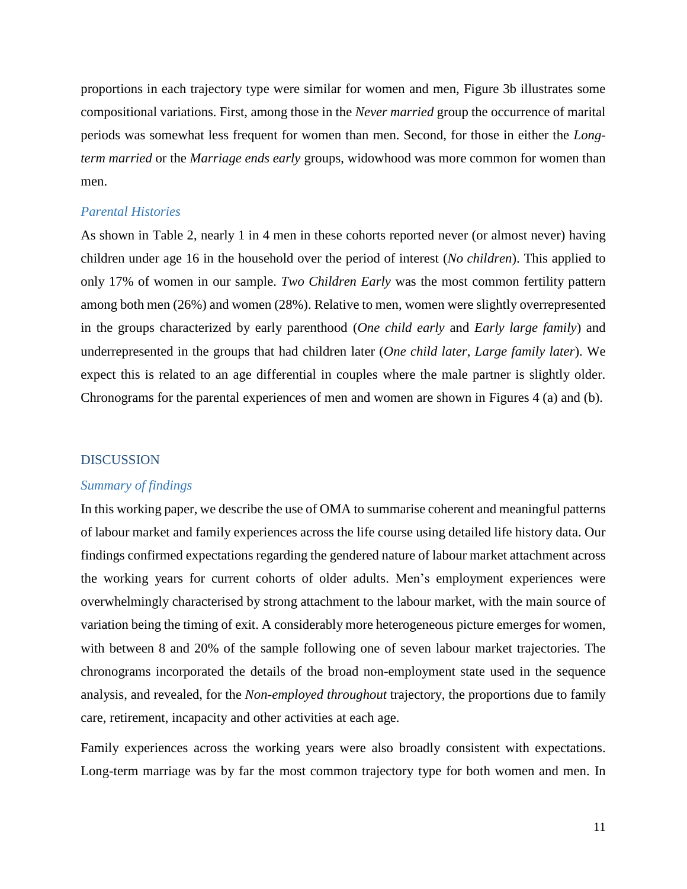proportions in each trajectory type were similar for women and men, Figure 3b illustrates some compositional variations. First, among those in the *Never married* group the occurrence of marital periods was somewhat less frequent for women than men. Second, for those in either the *Long-term married* or the *Marriage ends early* groups, widowhood was more common for women than men.

### *Parental Histories*

As shown in Table 2, nearly 1 in 4 men in these cohorts reported never (or almost never) having children under age 16 in the household over the period of interest (*No children*). This applied to only 17% of women in our sample. *Two Children Early* was the most common fertility pattern among both men (26%) and women (28%). Relative to men, women were slightly overrepresented in the groups characterized by early parenthood (*One child early* and *Early large family*) and underrepresented in the groups that had children later (*One child later*, *Large family later*). We expect this is related to an age differential in couples where the male partner is slightly older. Chronograms for the parental experiences of men and women are shown in Figures 4 (a) and (b).

## DISCUSSION

### *Summary of findings*

In this working paper, we describe the use of OMA to summarise coherent and meaningful patterns of labour market and family experiences across the life course using detailed life history data. Our findings confirmed expectations regarding the gendered nature of labour market attachment across the working years for current cohorts of older adults. Men's employment experiences were overwhelmingly characterised by strong attachment to the labour market, with the main source of variation being the timing of exit. A considerably more heterogeneous picture emerges for women, with between 8 and 20% of the sample following one of seven labour market trajectories. The chronograms incorporated the details of the broad non-employment state used in the sequence analysis, and revealed, for the *Non-employed throughout* trajectory, the proportions due to family care, retirement, incapacity and other activities at each age.

Family experiences across the working years were also broadly consistent with expectations. Long-term marriage was by far the most common trajectory type for both women and men. In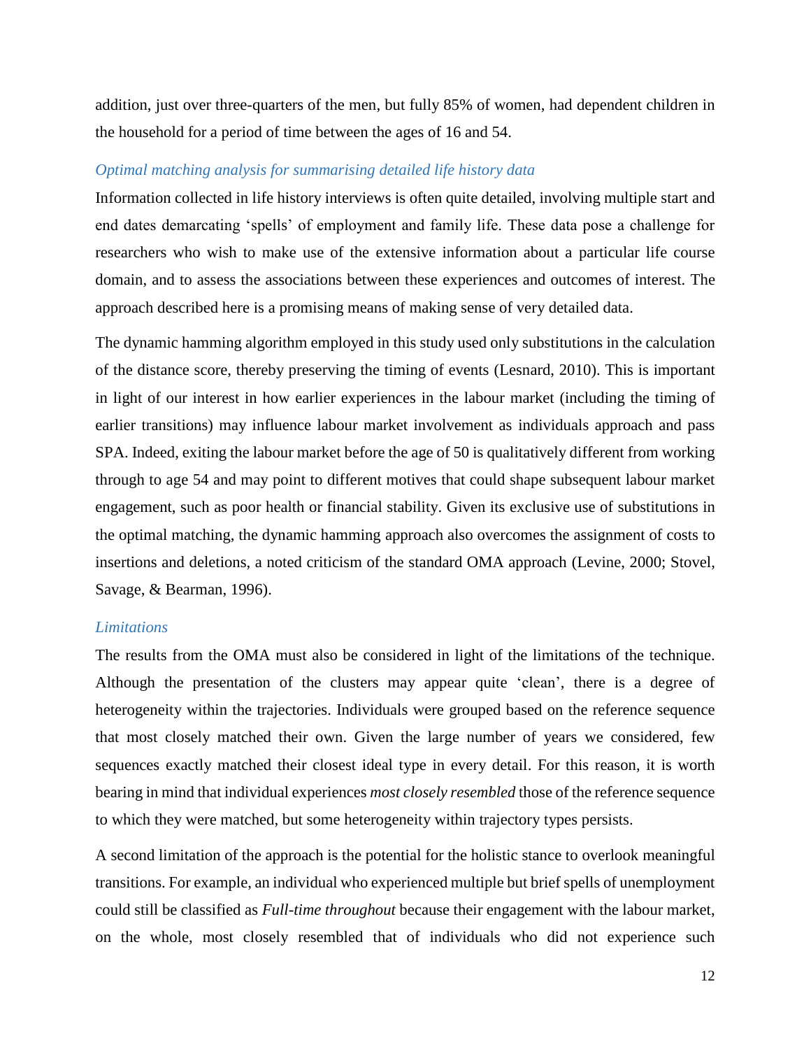addition, just over three-quarters of the men, but fully 85% of women, had dependent children in the household for a period of time between the ages of 16 and 54.

### *Optimal matching analysis for summarising detailed life history data*

Information collected in life history interviews is often quite detailed, involving multiple start and end dates demarcating 'spells' of employment and family life. These data pose a challenge for researchers who wish to make use of the extensive information about a particular life course domain, and to assess the associations between these experiences and outcomes of interest. The approach described here is a promising means of making sense of very detailed data.

The dynamic hamming algorithm employed in this study used only substitutions in the calculation of the distance score, thereby preserving the timing of events (Lesnard, 2010). This is important in light of our interest in how earlier experiences in the labour market (including the timing of earlier transitions) may influence labour market involvement as individuals approach and pass SPA. Indeed, exiting the labour market before the age of 50 is qualitatively different from working through to age 54 and may point to different motives that could shape subsequent labour market engagement, such as poor health or financial stability. Given its exclusive use of substitutions in the optimal matching, the dynamic hamming approach also overcomes the assignment of costs to insertions and deletions, a noted criticism of the standard OMA approach (Levine, 2000; Stovel, Savage, & Bearman, 1996).

### *Limitations*

The results from the OMA must also be considered in light of the limitations of the technique. Although the presentation of the clusters may appear quite 'clean', there is a degree of heterogeneity within the trajectories. Individuals were grouped based on the reference sequence that most closely matched their own. Given the large number of years we considered, few sequences exactly matched their closest ideal type in every detail. For this reason, it is worth bearing in mind that individual experiences *most closely resembled* those of the reference sequence to which they were matched, but some heterogeneity within trajectory types persists.

A second limitation of the approach is the potential for the holistic stance to overlook meaningful transitions. For example, an individual who experienced multiple but brief spells of unemployment could still be classified as *Full-time throughout* because their engagement with the labour market, on the whole, most closely resembled that of individuals who did not experience such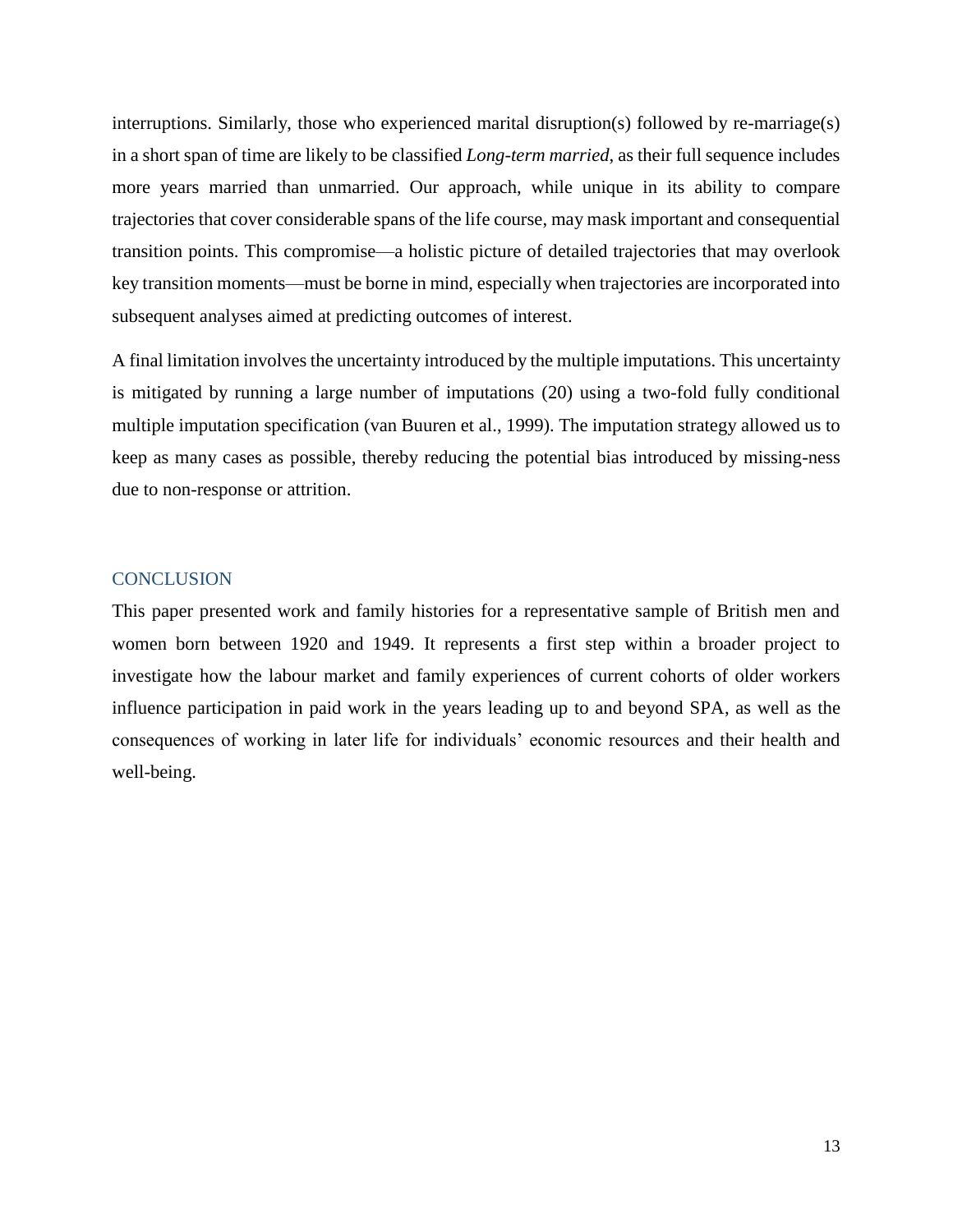interruptions. Similarly, those who experienced marital disruption(s) followed by re-marriage(s) in a short span of time are likely to be classified *Long-term married*, as their full sequence includes more years married than unmarried. Our approach, while unique in its ability to compare trajectories that cover considerable spans of the life course, may mask important and consequential transition points. This compromise—a holistic picture of detailed trajectories that may overlook key transition moments—must be borne in mind, especially when trajectories are incorporated into subsequent analyses aimed at predicting outcomes of interest.

A final limitation involves the uncertainty introduced by the multiple imputations. This uncertainty is mitigated by running a large number of imputations (20) using a two-fold fully conditional multiple imputation specification (van Buuren et al., 1999). The imputation strategy allowed us to keep as many cases as possible, thereby reducing the potential bias introduced by missing-ness due to non-response or attrition.

## CONCLUSION

This paper presented work and family histories for a representative sample of British men and women born between 1920 and 1949. It represents a first step within a broader project to investigate how the labour market and family experiences of current cohorts of older workers influence participation in paid work in the years leading up to and beyond SPA, as well as the consequences of working in later life for individuals' economic resources and their health and well-being.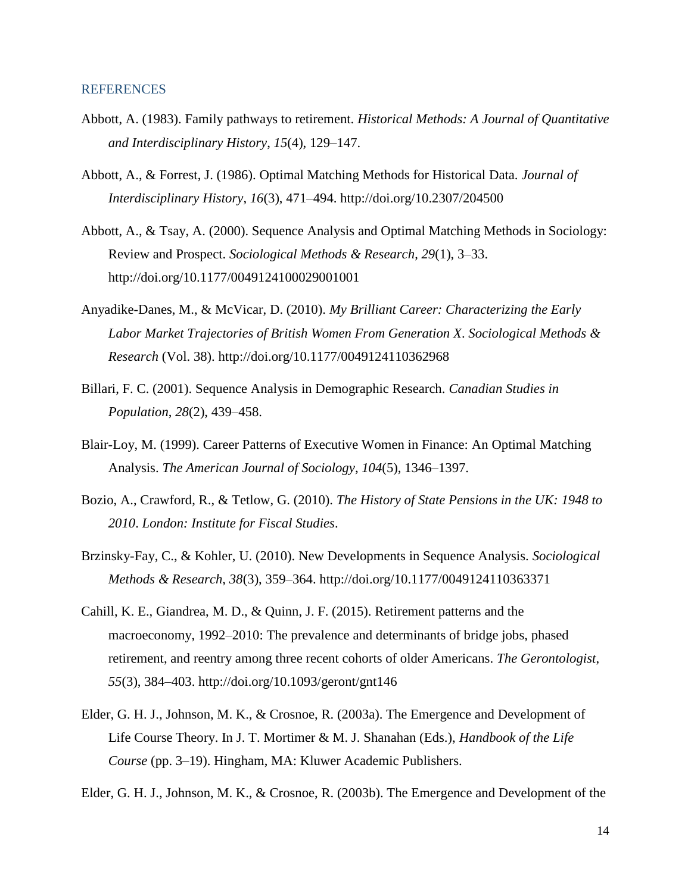## REFERENCES

Abbott, A. (1983). Family pathways to retirement. *Historical Methods: A Journal of Quantitative and Interdisciplinary History*, *15*(4), 129–147.

Abbott, A., & Forrest, J. (1986). Optimal Matching Methods for Historical Data. *Journal of Interdisciplinary History*, *16*(3), 471–494. http://doi.org/10.2307/204500

Abbott, A., & Tsay, A. (2000). Sequence Analysis and Optimal Matching Methods in Sociology: Review and Prospect. *Sociological Methods & Research*, *29*(1), 3–33. http://doi.org/10.1177/0049124100029001001

Anyadike-Danes, M., & McVicar, D. (2010). *My Brilliant Career: Characterizing the Early Labor Market Trajectories of British Women From Generation X*. *Sociological Methods & Research* (Vol. 38). http://doi.org/10.1177/0049124110362968

Billari, F. C. (2001). Sequence Analysis in Demographic Research. *Canadian Studies in Population*, *28*(2), 439–458.

Blair-Loy, M. (1999). Career Patterns of Executive Women in Finance: An Optimal Matching Analysis. *The American Journal of Sociology*, *104*(5), 1346–1397.

Bozio, A., Crawford, R., & Tetlow, G. (2010). *The History of State Pensions in the UK: 1948 to 2010*. *London: Institute for Fiscal Studies*.

Brzinsky-Fay, C., & Kohler, U. (2010). New Developments in Sequence Analysis. *Sociological Methods & Research*, *38*(3), 359–364. http://doi.org/10.1177/0049124110363371

Cahill, K. E., Giandrea, M. D., & Quinn, J. F. (2015). Retirement patterns and the macroeconomy, 1992–2010: The prevalence and determinants of bridge jobs, phased retirement, and reentry among three recent cohorts of older Americans. *The Gerontologist*, *55*(3), 384–403. http://doi.org/10.1093/geront/gnt146

Elder, G. H. J., Johnson, M. K., & Crosnoe, R. (2003a). The Emergence and Development of Life Course Theory. In J. T. Mortimer & M. J. Shanahan (Eds.), *Handbook of the Life Course* (pp. 3–19). Hingham, MA: Kluwer Academic Publishers.

Elder, G. H. J., Johnson, M. K., & Crosnoe, R. (2003b). The Emergence and Development of the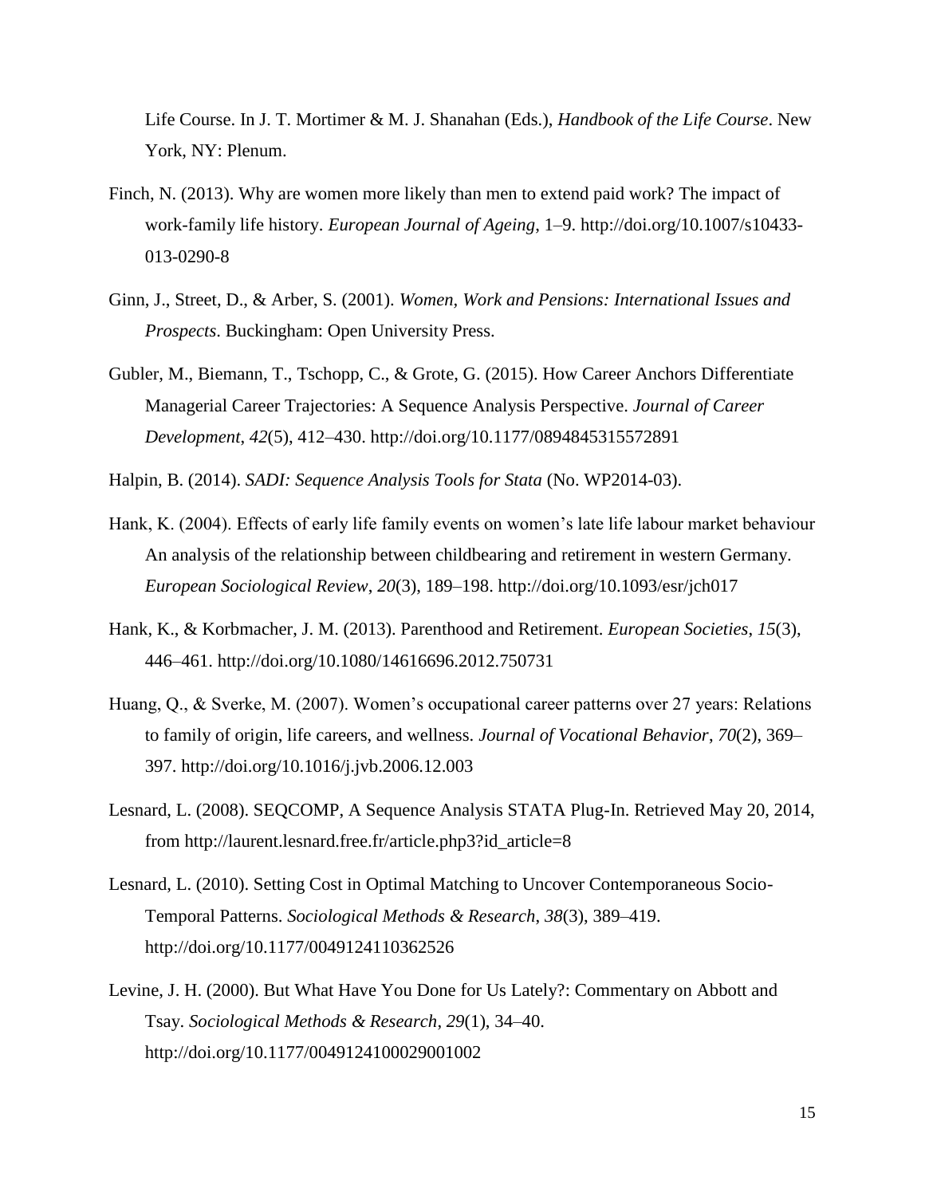Life Course. In J. T. Mortimer & M. J. Shanahan (Eds.), *Handbook of the Life Course*. New York, NY: Plenum.

Finch, N. (2013). Why are women more likely than men to extend paid work? The impact of work-family life history. *European Journal of Ageing*, 1–9. http://doi.org/10.1007/s10433-013-0290-8

Ginn, J., Street, D., & Arber, S. (2001). *Women, Work and Pensions: International Issues and Prospects*. Buckingham: Open University Press.

Gubler, M., Biemann, T., Tschopp, C., & Grote, G. (2015). How Career Anchors Differentiate Managerial Career Trajectories: A Sequence Analysis Perspective. *Journal of Career Development*, *42*(5), 412–430. http://doi.org/10.1177/0894845315572891

Halpin, B. (2014). *SADI: Sequence Analysis Tools for Stata* (No. WP2014-03).

Hank, K. (2004). Effects of early life family events on women's late life labour market behaviour An analysis of the relationship between childbearing and retirement in western Germany. *European Sociological Review*, *20*(3), 189–198. http://doi.org/10.1093/esr/jch017

Hank, K., & Korbmacher, J. M. (2013). Parenthood and Retirement. *European Societies*, *15*(3), 446–461. http://doi.org/10.1080/14616696.2012.750731

Huang, Q., & Sverke, M. (2007). Women's occupational career patterns over 27 years: Relations to family of origin, life careers, and wellness. *Journal of Vocational Behavior*, *70*(2), 369–397. http://doi.org/10.1016/j.jvb.2006.12.003

Lesnard, L. (2008). SEQCOMP, A Sequence Analysis STATA Plug-In. Retrieved May 20, 2014, from http://laurent.lesnard.free.fr/article.php3?id_article=8

Lesnard, L. (2010). Setting Cost in Optimal Matching to Uncover Contemporaneous Socio-Temporal Patterns. *Sociological Methods & Research*, *38*(3), 389–419. http://doi.org/10.1177/0049124110362526

Levine, J. H. (2000). But What Have You Done for Us Lately?: Commentary on Abbott and Tsay. *Sociological Methods & Research*, *29*(1), 34–40. http://doi.org/10.1177/0049124100029001002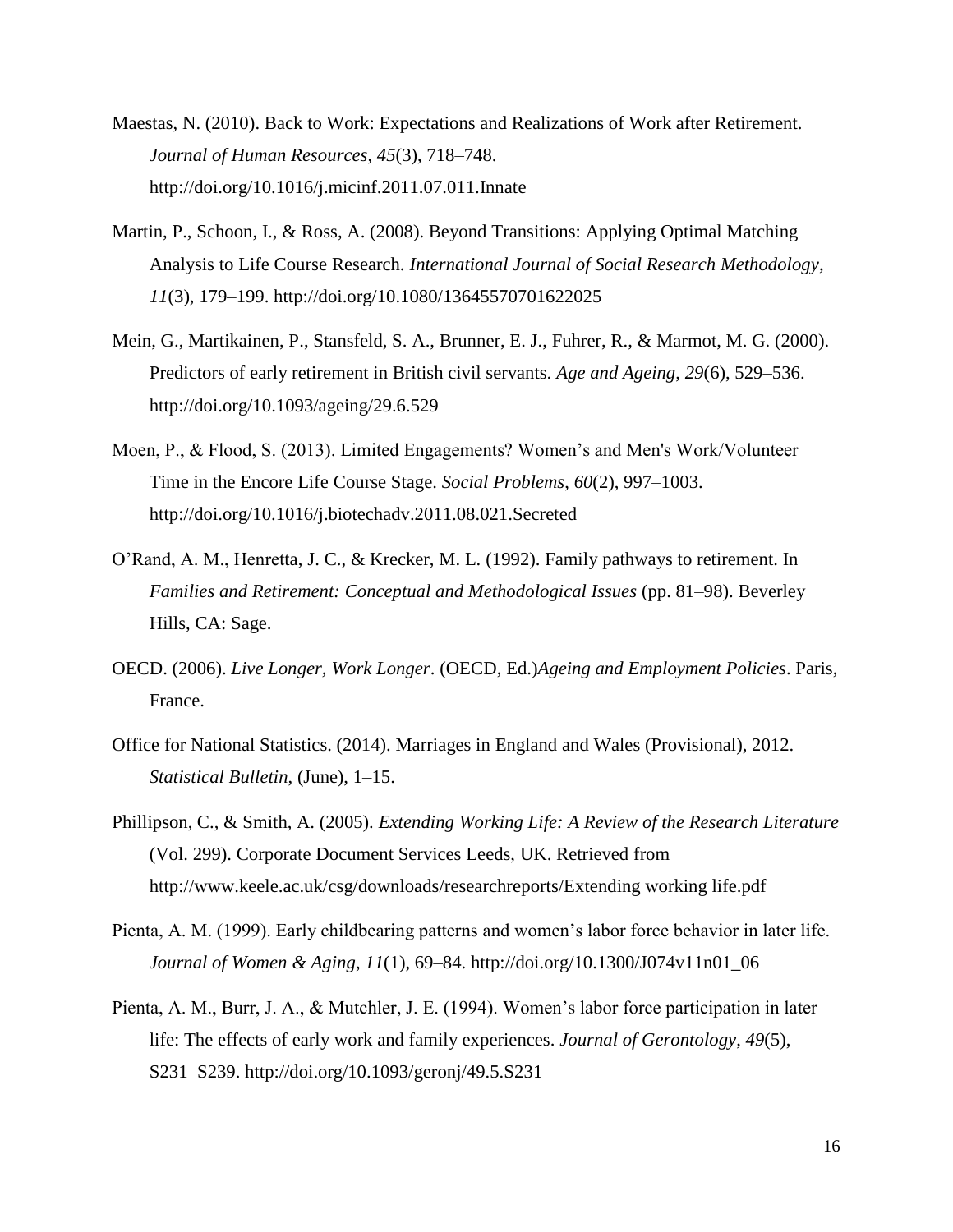Maestas, N. (2010). Back to Work: Expectations and Realizations of Work after Retirement. *Journal of Human Resources*, *45*(3), 718–748. http://doi.org/10.1016/j.micinf.2011.07.011.Innate

Martin, P., Schoon, I., & Ross, A. (2008). Beyond Transitions: Applying Optimal Matching Analysis to Life Course Research. *International Journal of Social Research Methodology*, *11*(3), 179–199. http://doi.org/10.1080/13645570701622025

Mein, G., Martikainen, P., Stansfeld, S. A., Brunner, E. J., Fuhrer, R., & Marmot, M. G. (2000). Predictors of early retirement in British civil servants. *Age and Ageing*, *29*(6), 529–536. http://doi.org/10.1093/ageing/29.6.529

Moen, P., & Flood, S. (2013). Limited Engagements? Women's and Men's Work/Volunteer Time in the Encore Life Course Stage. *Social Problems*, *60*(2), 997–1003. http://doi.org/10.1016/j.biotechadv.2011.08.021.Secreted

O'Rand, A. M., Henretta, J. C., & Krecker, M. L. (1992). Family pathways to retirement. In *Families and Retirement: Conceptual and Methodological Issues* (pp. 81–98). Beverley Hills, CA: Sage.

OECD. (2006). *Live Longer, Work Longer*. (OECD, Ed.)*Ageing and Employment Policies*. Paris, France.

Office for National Statistics. (2014). Marriages in England and Wales (Provisional), 2012. *Statistical Bulletin*, (June), 1–15.

Phillipson, C., & Smith, A. (2005). *Extending Working Life: A Review of the Research Literature* (Vol. 299). Corporate Document Services Leeds, UK. Retrieved from http://www.keele.ac.uk/csg/downloads/researchreports/Extending working life.pdf

Pienta, A. M. (1999). Early childbearing patterns and women's labor force behavior in later life. *Journal of Women & Aging*, *11*(1), 69–84. http://doi.org/10.1300/J074v11n01_06

Pienta, A. M., Burr, J. A., & Mutchler, J. E. (1994). Women's labor force participation in later life: The effects of early work and family experiences. *Journal of Gerontology*, *49*(5), S231–S239. http://doi.org/10.1093/geronj/49.5.S231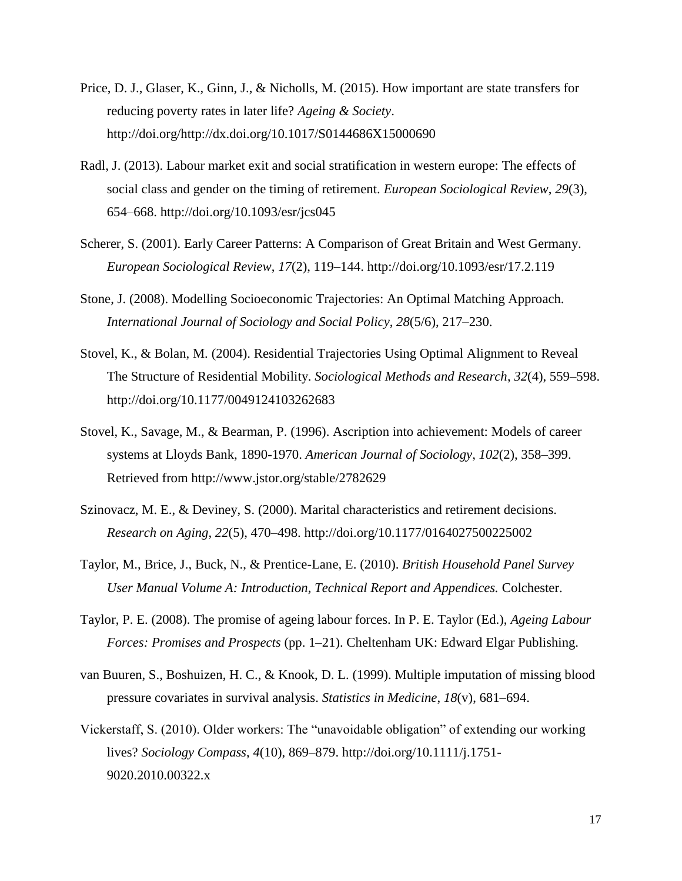Price, D. J., Glaser, K., Ginn, J., & Nicholls, M. (2015). How important are state transfers for reducing poverty rates in later life? *Ageing & Society*. http://doi.org/http://dx.doi.org/10.1017/S0144686X15000690

Radl, J. (2013). Labour market exit and social stratification in western europe: The effects of social class and gender on the timing of retirement. *European Sociological Review*, *29*(3), 654–668. http://doi.org/10.1093/esr/jcs045

Scherer, S. (2001). Early Career Patterns: A Comparison of Great Britain and West Germany. *European Sociological Review*, *17*(2), 119–144. http://doi.org/10.1093/esr/17.2.119

Stone, J. (2008). Modelling Socioeconomic Trajectories: An Optimal Matching Approach. *International Journal of Sociology and Social Policy*, *28*(5/6), 217–230.

Stovel, K., & Bolan, M. (2004). Residential Trajectories Using Optimal Alignment to Reveal The Structure of Residential Mobility. *Sociological Methods and Research*, *32*(4), 559–598. http://doi.org/10.1177/0049124103262683

Stovel, K., Savage, M., & Bearman, P. (1996). Ascription into achievement: Models of career systems at Lloyds Bank, 1890-1970. *American Journal of Sociology*, *102*(2), 358–399. Retrieved from http://www.jstor.org/stable/2782629

Szinovacz, M. E., & Deviney, S. (2000). Marital characteristics and retirement decisions. *Research on Aging*, *22*(5), 470–498. http://doi.org/10.1177/0164027500225002

Taylor, M., Brice, J., Buck, N., & Prentice-Lane, E. (2010). *British Household Panel Survey User Manual Volume A: Introduction, Technical Report and Appendices.* Colchester.

Taylor, P. E. (2008). The promise of ageing labour forces. In P. E. Taylor (Ed.), *Ageing Labour Forces: Promises and Prospects* (pp. 1–21). Cheltenham UK: Edward Elgar Publishing.

van Buuren, S., Boshuizen, H. C., & Knook, D. L. (1999). Multiple imputation of missing blood pressure covariates in survival analysis. *Statistics in Medicine*, *18*(v), 681–694.

Vickerstaff, S. (2010). Older workers: The "unavoidable obligation" of extending our working lives? *Sociology Compass*, *4*(10), 869–879. http://doi.org/10.1111/j.1751-9020.2010.00322.x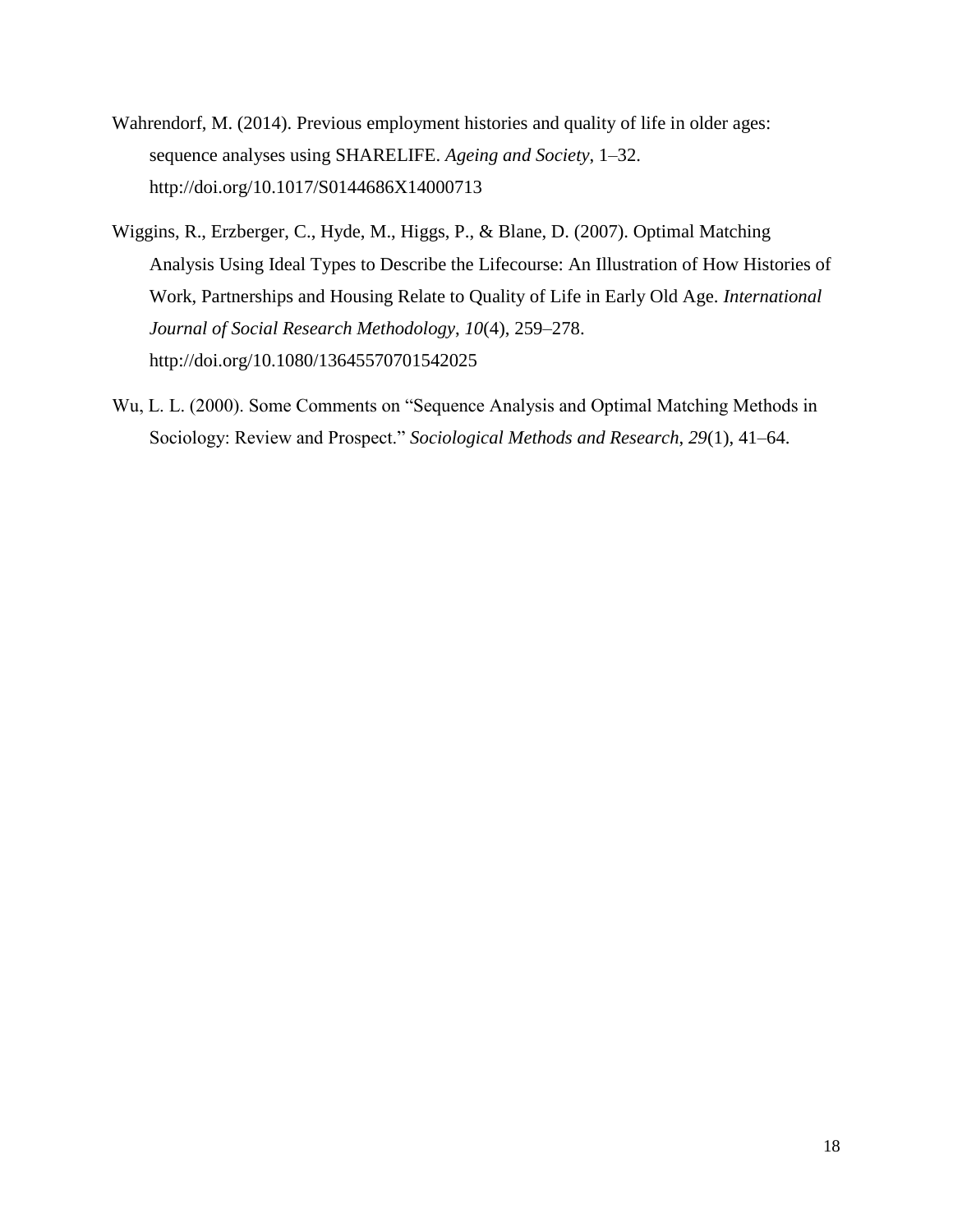Wahrendorf, M. (2014). Previous employment histories and quality of life in older ages: sequence analyses using SHARELIFE. *Ageing and Society*, 1–32. http://doi.org/10.1017/S0144686X14000713

Wiggins, R., Erzberger, C., Hyde, M., Higgs, P., & Blane, D. (2007). Optimal Matching Analysis Using Ideal Types to Describe the Lifecourse: An Illustration of How Histories of Work, Partnerships and Housing Relate to Quality of Life in Early Old Age. *International Journal of Social Research Methodology*, *10*(4), 259–278. http://doi.org/10.1080/13645570701542025

Wu, L. L. (2000). Some Comments on "Sequence Analysis and Optimal Matching Methods in Sociology: Review and Prospect." *Sociological Methods and Research*, *29*(1), 41–64.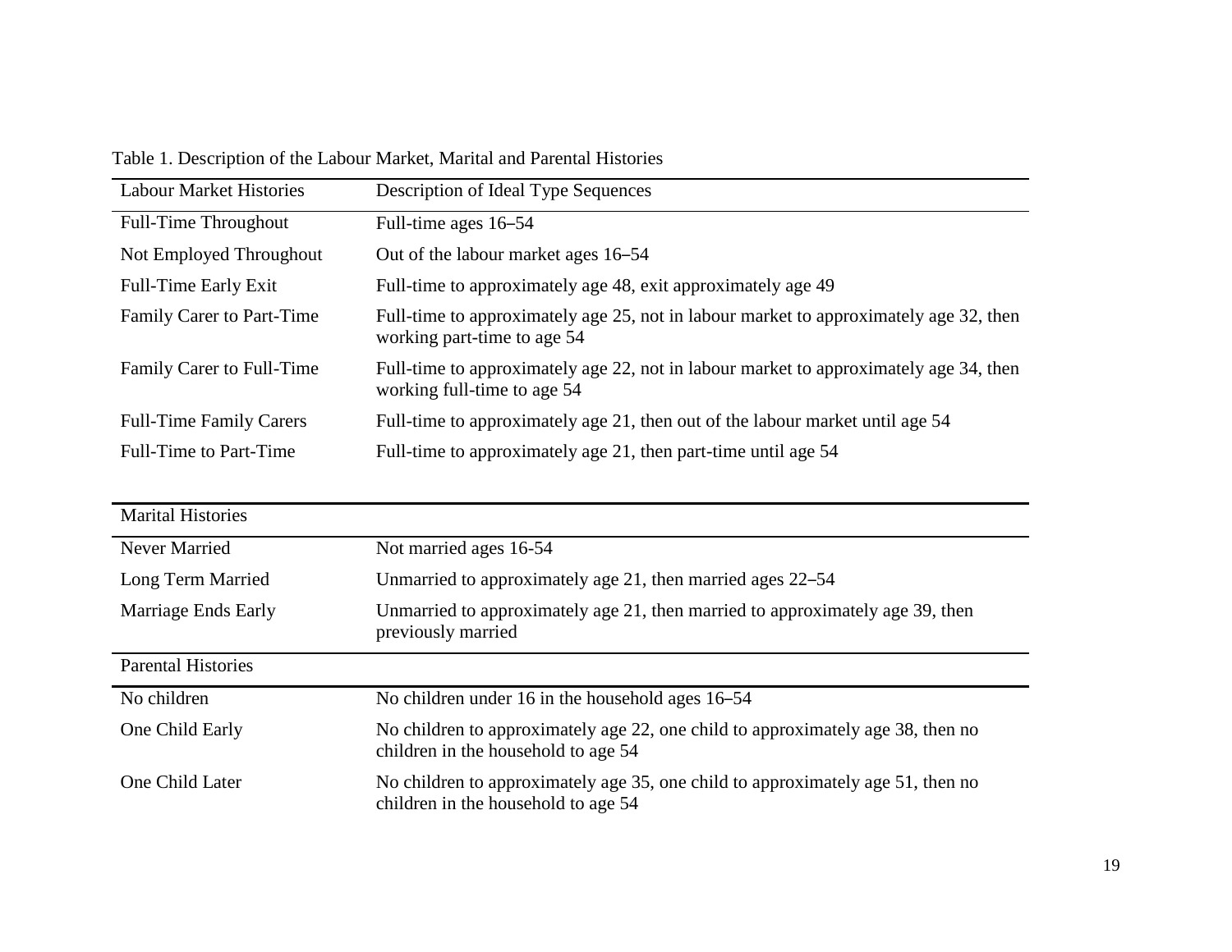Table 1. Description of the Labour Market, Marital and Parental Histories

| Labour Market Histories | Description of Ideal Type Sequences |
| --- | --- |
| Full-Time Throughout | Full-time ages 16–54 |
| Not Employed Throughout | Out of the labour market ages 16–54 |
| Full-Time Early Exit | Full-time to approximately age 48, exit approximately age 49 |
| Family Carer to Part-Time | Full-time to approximately age 25, not in labour market to approximately age 32, then working part-time to age 54 |
| Family Carer to Full-Time | Full-time to approximately age 22, not in labour market to approximately age 34, then working full-time to age 54 |
| Full-Time Family Carers | Full-time to approximately age 21, then out of the labour market until age 54 |
| Full-Time to Part-Time | Full-time to approximately age 21, then part-time until age 54 |

| Marital Histories | |
| --- | --- |
| Never Married | Not married ages 16-54 |
| Long Term Married | Unmarried to approximately age 21, then married ages 22–54 |
| Marriage Ends Early | Unmarried to approximately age 21, then married to approximately age 39, then previously married |
| **Parental Histories** | |
| No children | No children under 16 in the household ages 16–54 |
| One Child Early | No children to approximately age 22, one child to approximately age 38, then no children in the household to age 54 |
| One Child Later | No children to approximately age 35, one child to approximately age 51, then no children in the household to age 54 |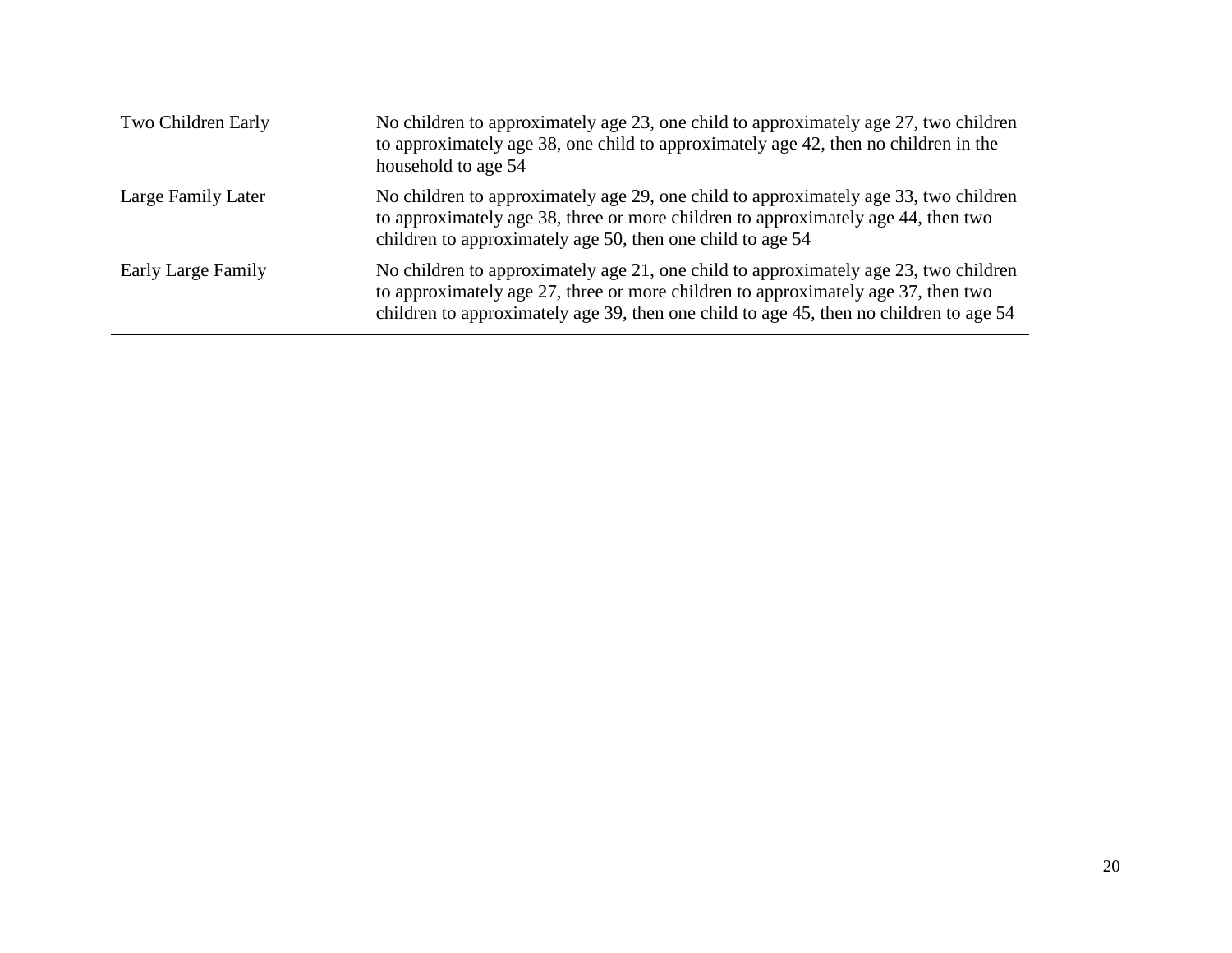| | |
|---|---|
| Two Children Early | No children to approximately age 23, one child to approximately age 27, two children to approximately age 38, one child to approximately age 42, then no children in the household to age 54 |
| Large Family Later | No children to approximately age 29, one child to approximately age 33, two children to approximately age 38, three or more children to approximately age 44, then two children to approximately age 50, then one child to age 54 |
| Early Large Family | No children to approximately age 21, one child to approximately age 23, two children to approximately age 27, three or more children to approximately age 37, then two children to approximately age 39, then one child to age 45, then no children to age 54 |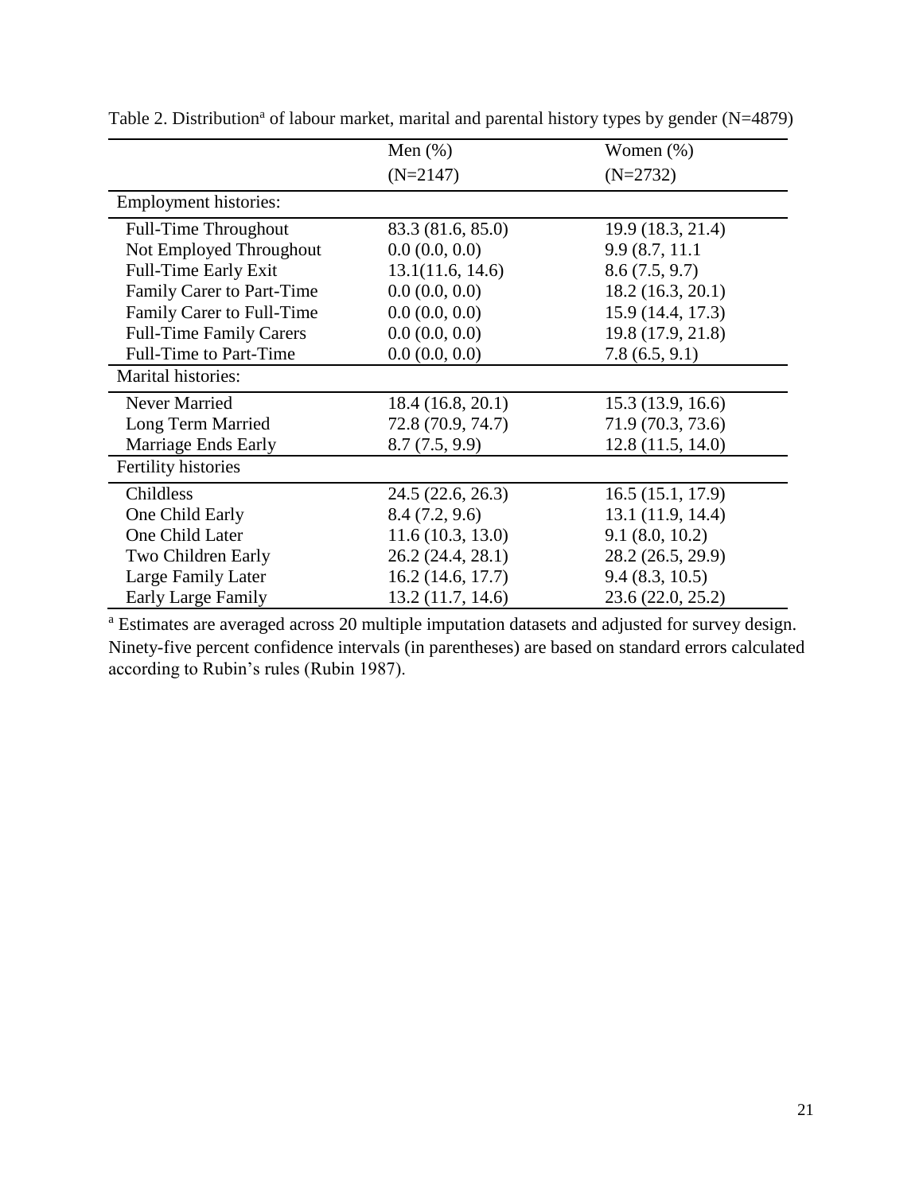Table 2. Distribution[a] of labour market, marital and parental history types by gender (N=4879)

| | Men (%) (N=2147) | Women (%) (N=2732) |
|---|---|---|
| Employment histories: | | |
| Full-Time Throughout | 83.3 (81.6, 85.0) | 19.9 (18.3, 21.4) |
| Not Employed Throughout | 0.0 (0.0, 0.0) | 9.9 (8.7, 11.1 |
| Full-Time Early Exit | 13.1(11.6, 14.6) | 8.6 (7.5, 9.7) |
| Family Carer to Part-Time | 0.0 (0.0, 0.0) | 18.2 (16.3, 20.1) |
| Family Carer to Full-Time | 0.0 (0.0, 0.0) | 15.9 (14.4, 17.3) |
| Full-Time Family Carers | 0.0 (0.0, 0.0) | 19.8 (17.9, 21.8) |
| Full-Time to Part-Time | 0.0 (0.0, 0.0) | 7.8 (6.5, 9.1) |
| Marital histories: | | |
| Never Married | 18.4 (16.8, 20.1) | 15.3 (13.9, 16.6) |
| Long Term Married | 72.8 (70.9, 74.7) | 71.9 (70.3, 73.6) |
| Marriage Ends Early | 8.7 (7.5, 9.9) | 12.8 (11.5, 14.0) |
| Fertility histories | | |
| Childless | 24.5 (22.6, 26.3) | 16.5 (15.1, 17.9) |
| One Child Early | 8.4 (7.2, 9.6) | 13.1 (11.9, 14.4) |
| One Child Later | 11.6 (10.3, 13.0) | 9.1 (8.0, 10.2) |
| Two Children Early | 26.2 (24.4, 28.1) | 28.2 (26.5, 29.9) |
| Large Family Later | 16.2 (14.6, 17.7) | 9.4 (8.3, 10.5) |
| Early Large Family | 13.2 (11.7, 14.6) | 23.6 (22.0, 25.2) |

[a] Estimates are averaged across 20 multiple imputation datasets and adjusted for survey design. Ninety-five percent confidence intervals (in parentheses) are based on standard errors calculated according to Rubin's rules (Rubin 1987).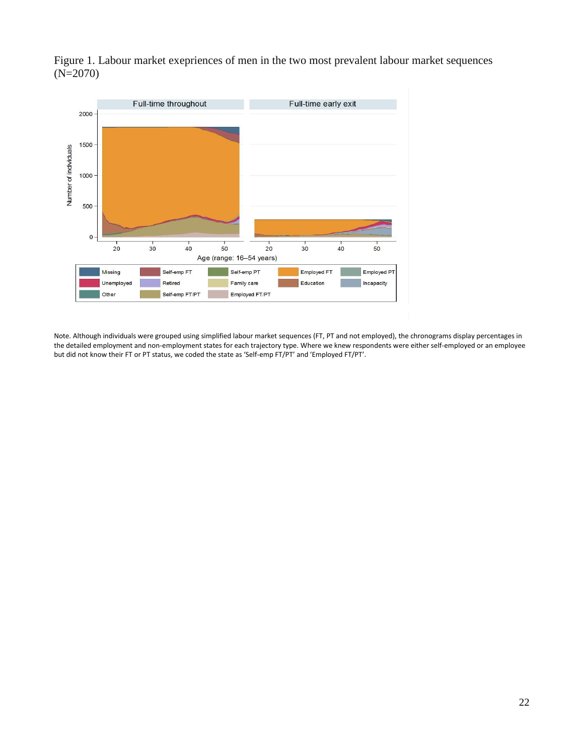Figure 1. Labour market exepriences of men in the two most prevalent labour market sequences (N=2070)

Note. Although individuals were grouped using simplified labour market sequences (FT, PT and not employed), the chronograms display percentages in the detailed employment and non-employment states for each trajectory type. Where we knew respondents were either self-employed or an employee but did not know their FT or PT status, we coded the state as 'Self-emp FT/PT' and 'Employed FT/PT'.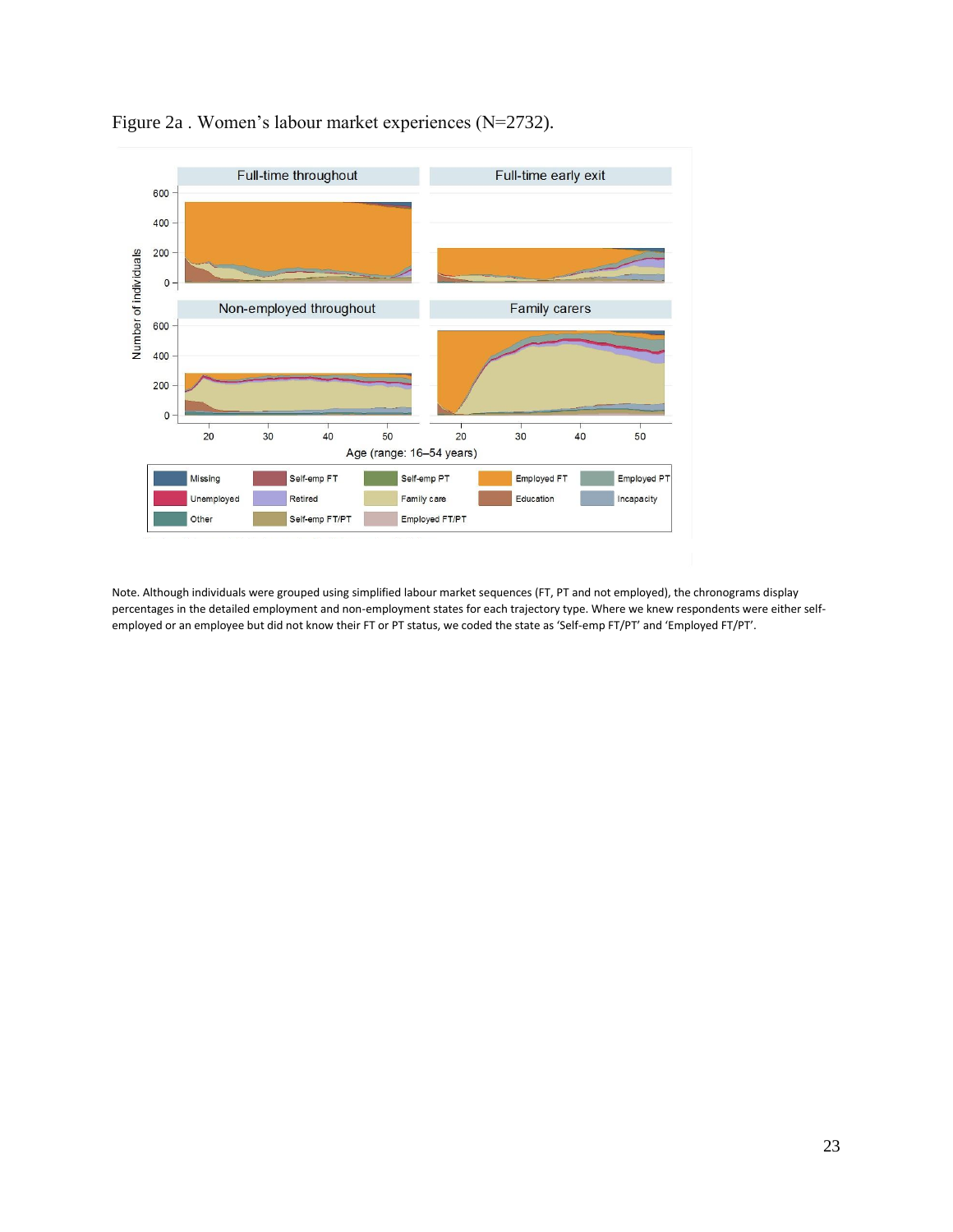Figure 2a . Women's labour market experiences (N=2732).

Note. Although individuals were grouped using simplified labour market sequences (FT, PT and not employed), the chronograms display percentages in the detailed employment and non-employment states for each trajectory type. Where we knew respondents were either self-employed or an employee but did not know their FT or PT status, we coded the state as 'Self-emp FT/PT' and 'Employed FT/PT'.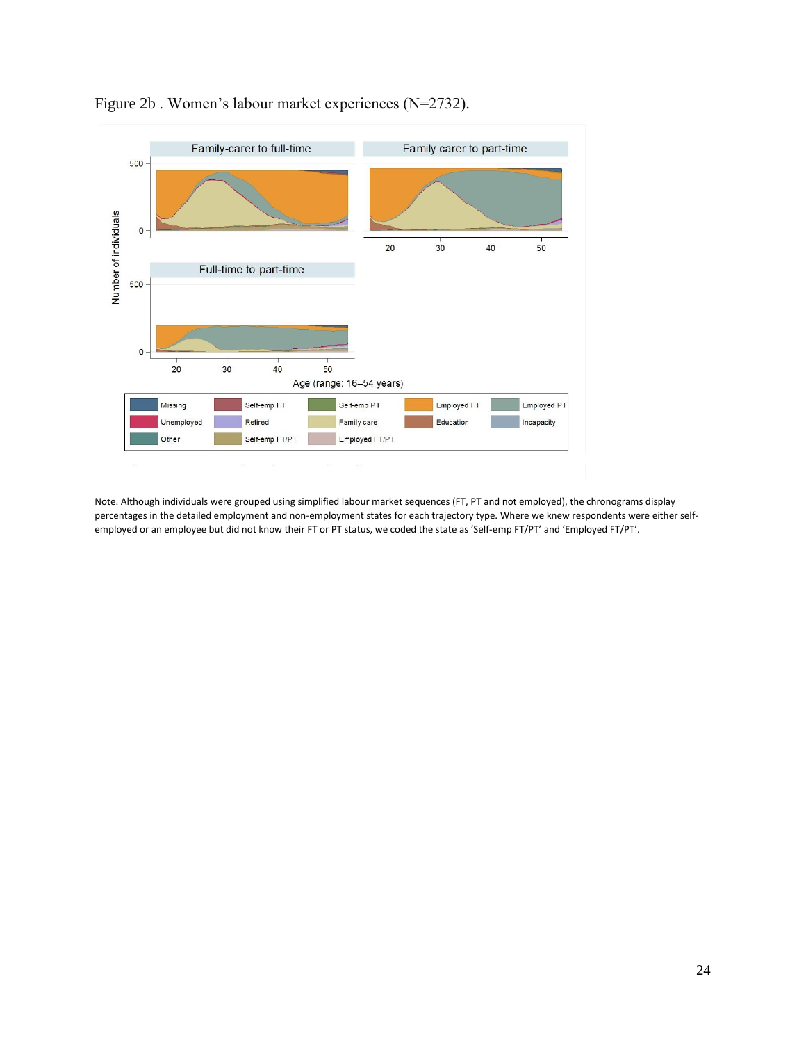Figure 2b . Women's labour market experiences (N=2732).

Note. Although individuals were grouped using simplified labour market sequences (FT, PT and not employed), the chronograms display percentages in the detailed employment and non-employment states for each trajectory type. Where we knew respondents were either self-employed or an employee but did not know their FT or PT status, we coded the state as 'Self-emp FT/PT' and 'Employed FT/PT'.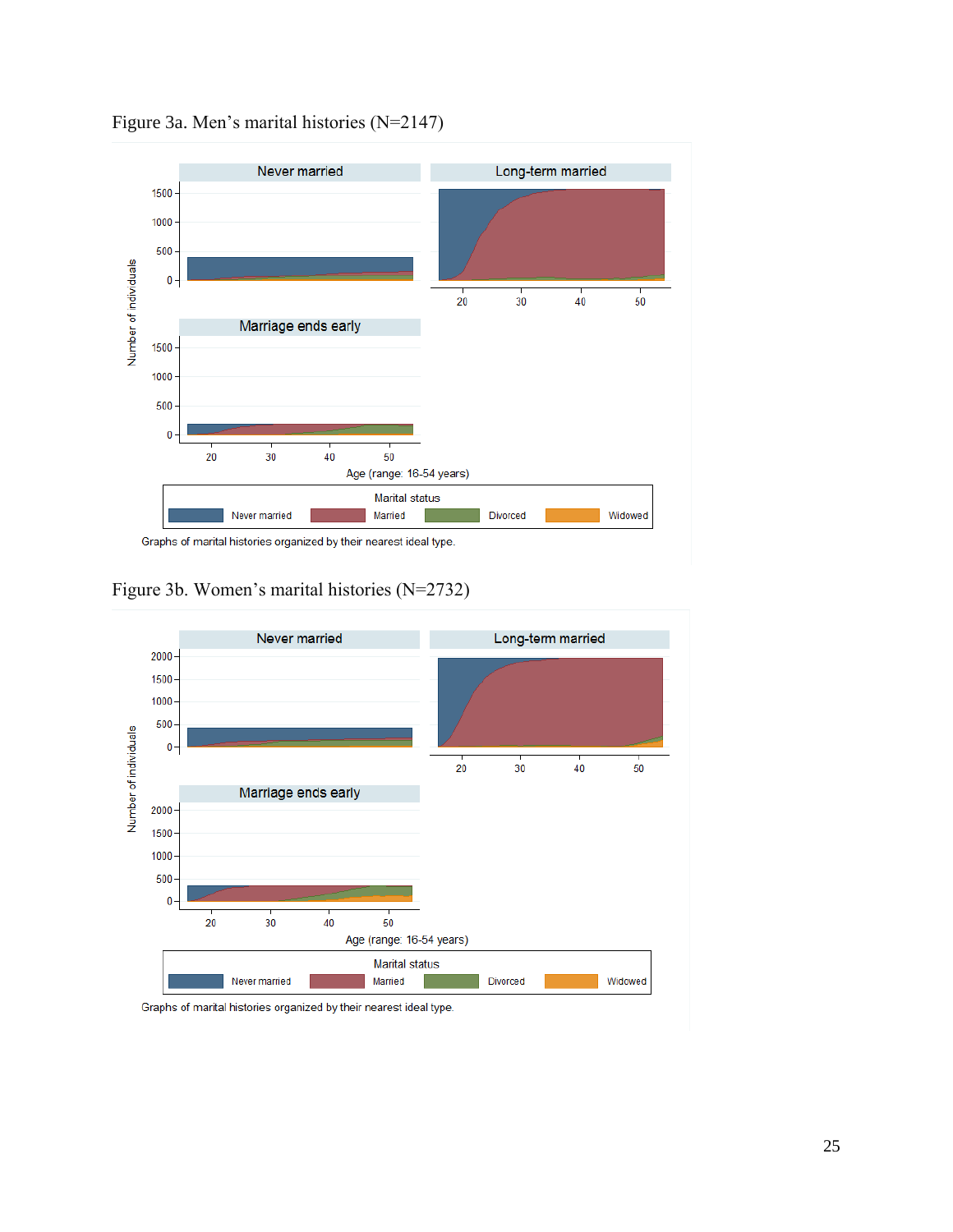Figure 3a. Men's marital histories (N=2147)

Graphs of marital histories organized by their nearest ideal type.

Figure 3b. Women's marital histories (N=2732)

Graphs of marital histories organized by their nearest ideal type.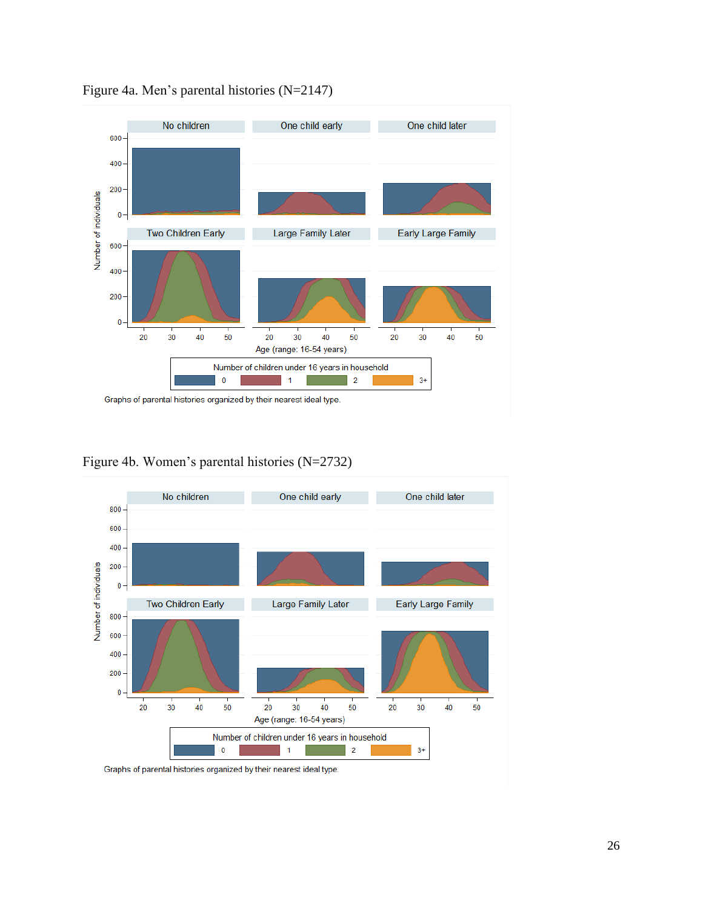Figure 4a. Men's parental histories (N=2147)

No children

One child early

One child later

Two Children Early

Large Family Later

Early Large Family

Number of individuals

600

400

200

0

20 30 40 50

Age (range: 16-54 years)

Number of children under 16 years in household

0 1 2 3+

Graphs of parental histories organized by their nearest ideal type.

Figure 4b. Women's parental histories (N=2732)

No children

One child early

One child later

Two Children Early

Large Family Later

Early Large Family

Number of individuals

800

600

400

200

0

20 30 40 50

Age (range: 16-54 years)

Number of children under 16 years in household

0 1 2 3+

Graphs of parental histories organized by their nearest ideal type.